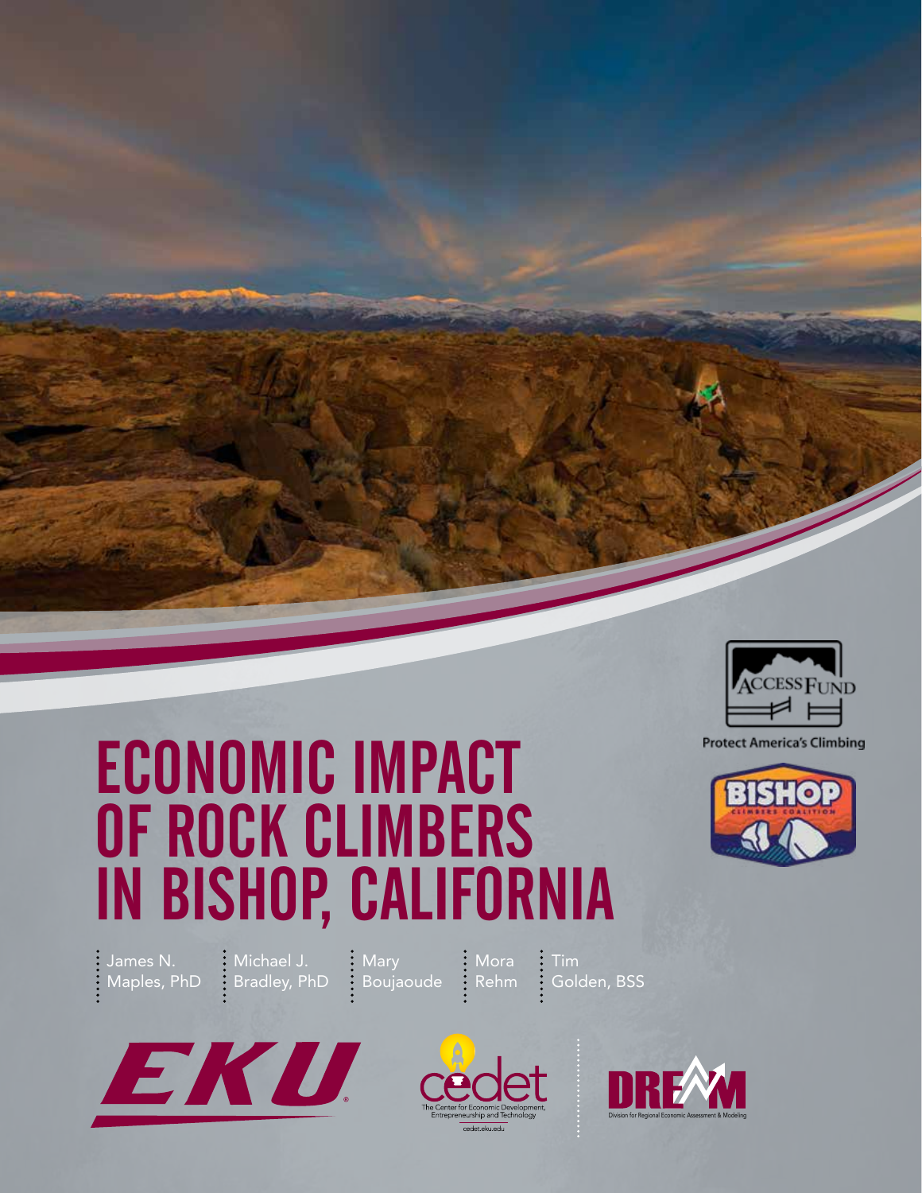# ECONOMIC IMPACT OF ROCK CLIMBERS IN BISHOP, CALIFORNIA

James N. Maples, PhD

Michael J. Bradley, PhD

Mary Boujaoude

Mora Rehm

Tim Golden, BSS

Access Fund — Protect America's Climbing

Bishop Climbers Coalition

EKU

cedet — The Center for Economic Development, Entrepreneurship and Technology — cedet.eku.edu

DREAM — Division for Regional Economic Assessment & Modeling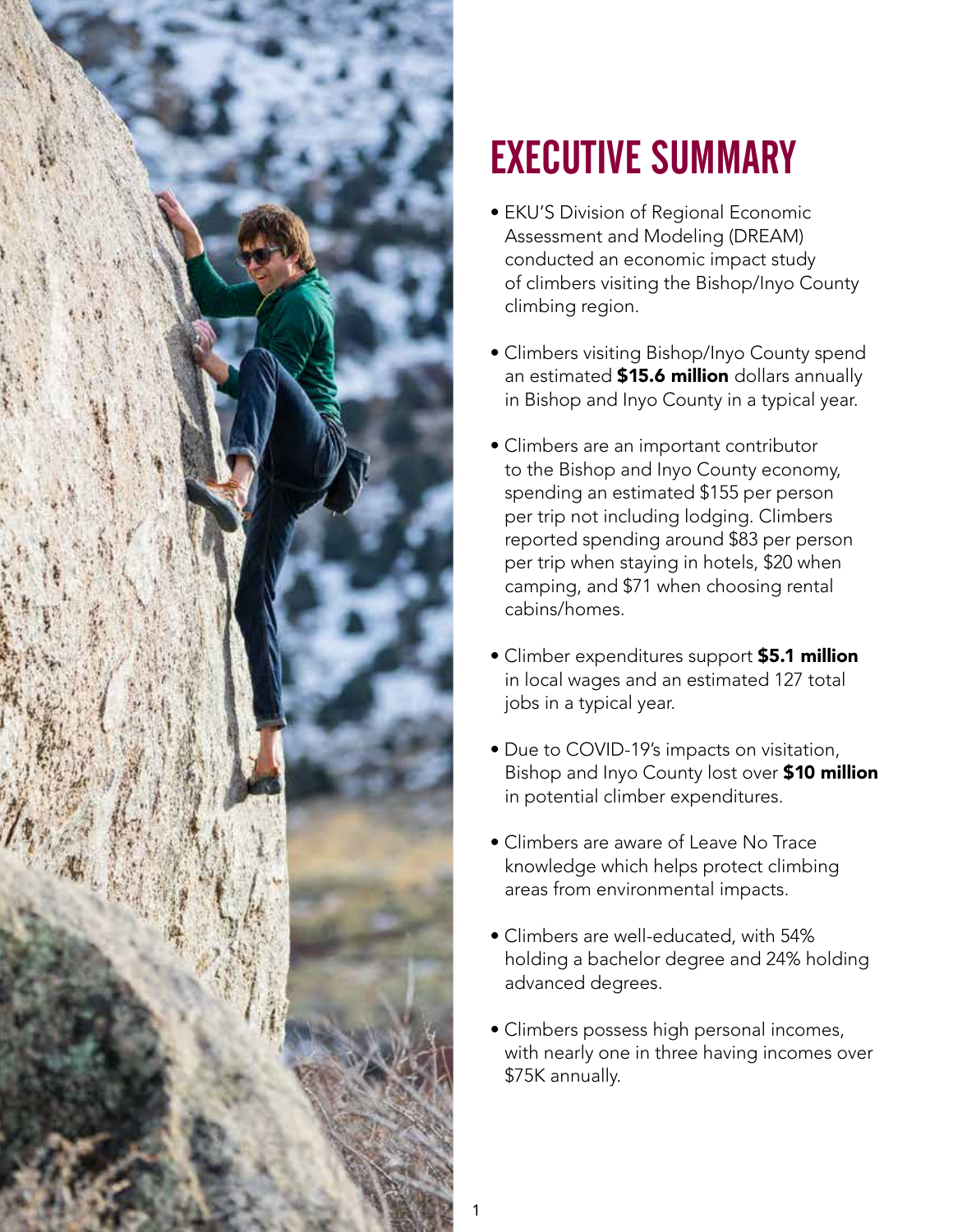# EXECUTIVE SUMMARY

- EKU'S Division of Regional Economic Assessment and Modeling (DREAM) conducted an economic impact study of climbers visiting the Bishop/Inyo County climbing region.
- Climbers visiting Bishop/Inyo County spend an estimated **$15.6 million** dollars annually in Bishop and Inyo County in a typical year.
- Climbers are an important contributor to the Bishop and Inyo County economy, spending an estimated $155 per person per trip not including lodging. Climbers reported spending around $83 per person per trip when staying in hotels, $20 when camping, and $71 when choosing rental cabins/homes.
- Climber expenditures support **$5.1 million** in local wages and an estimated 127 total jobs in a typical year.
- Due to COVID-19's impacts on visitation, Bishop and Inyo County lost over **$10 million** in potential climber expenditures.
- Climbers are aware of Leave No Trace knowledge which helps protect climbing areas from environmental impacts.
- Climbers are well-educated, with 54% holding a bachelor degree and 24% holding advanced degrees.
- Climbers possess high personal incomes, with nearly one in three having incomes over $75K annually.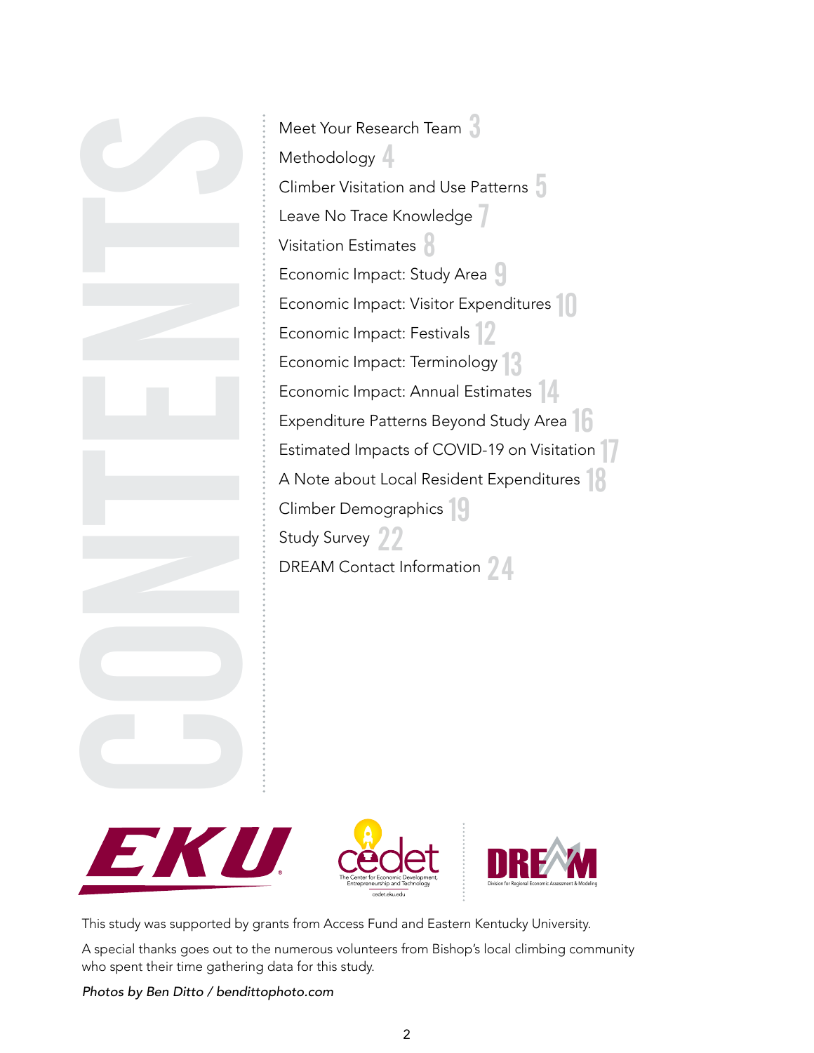# CONTENTS

- Meet Your Research Team 3
- Methodology 4
- Climber Visitation and Use Patterns 5
- Leave No Trace Knowledge 7
- Visitation Estimates 8
- Economic Impact: Study Area 9
- Economic Impact: Visitor Expenditures 10
- Economic Impact: Festivals 12
- Economic Impact: Terminology 13
- Economic Impact: Annual Estimates 14
- Expenditure Patterns Beyond Study Area 16
- Estimated Impacts of COVID-19 on Visitation 17
- A Note about Local Resident Expenditures 18
- Climber Demographics 19
- Study Survey 22
- DREAM Contact Information 24

EKU

cedet — The Center for Economic Development, Entrepreneurship and Technology — cedet.eku.edu

DREAM — Division for Regional Economic Assessment & Modeling

This study was supported by grants from Access Fund and Eastern Kentucky University.

A special thanks goes out to the numerous volunteers from Bishop's local climbing community who spent their time gathering data for this study.

*Photos by Ben Ditto / bendittophoto.com*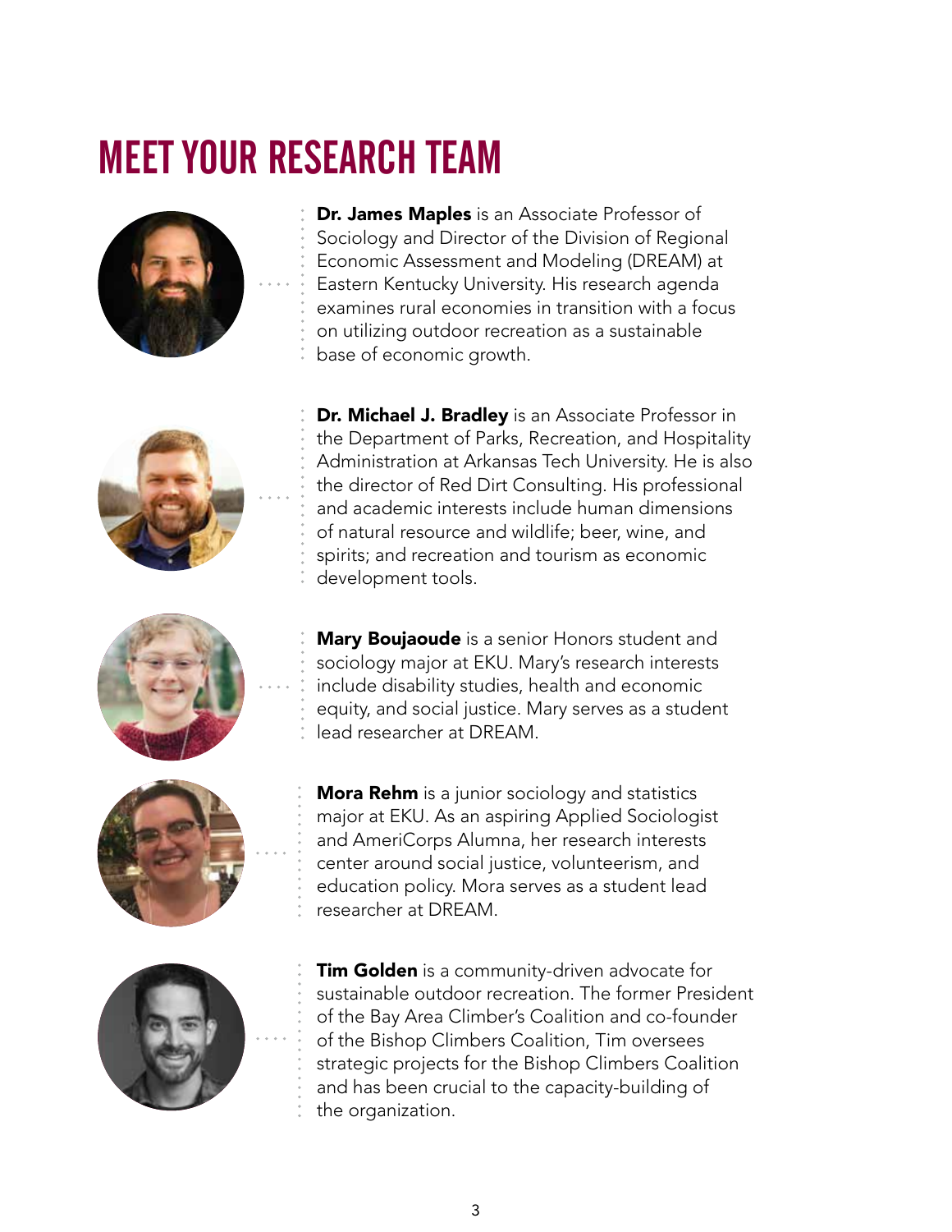# MEET YOUR RESEARCH TEAM

**Dr. James Maples** is an Associate Professor of Sociology and Director of the Division of Regional Economic Assessment and Modeling (DREAM) at Eastern Kentucky University. His research agenda examines rural economies in transition with a focus on utilizing outdoor recreation as a sustainable base of economic growth.

**Dr. Michael J. Bradley** is an Associate Professor in the Department of Parks, Recreation, and Hospitality Administration at Arkansas Tech University. He is also the director of Red Dirt Consulting. His professional and academic interests include human dimensions of natural resource and wildlife; beer, wine, and spirits; and recreation and tourism as economic development tools.

**Mary Boujaoude** is a senior Honors student and sociology major at EKU. Mary's research interests include disability studies, health and economic equity, and social justice. Mary serves as a student lead researcher at DREAM.

**Mora Rehm** is a junior sociology and statistics major at EKU. As an aspiring Applied Sociologist and AmeriCorps Alumna, her research interests center around social justice, volunteerism, and education policy. Mora serves as a student lead researcher at DREAM.

**Tim Golden** is a community-driven advocate for sustainable outdoor recreation. The former President of the Bay Area Climber's Coalition and co-founder of the Bishop Climbers Coalition, Tim oversees strategic projects for the Bishop Climbers Coalition and has been crucial to the capacity-building of the organization.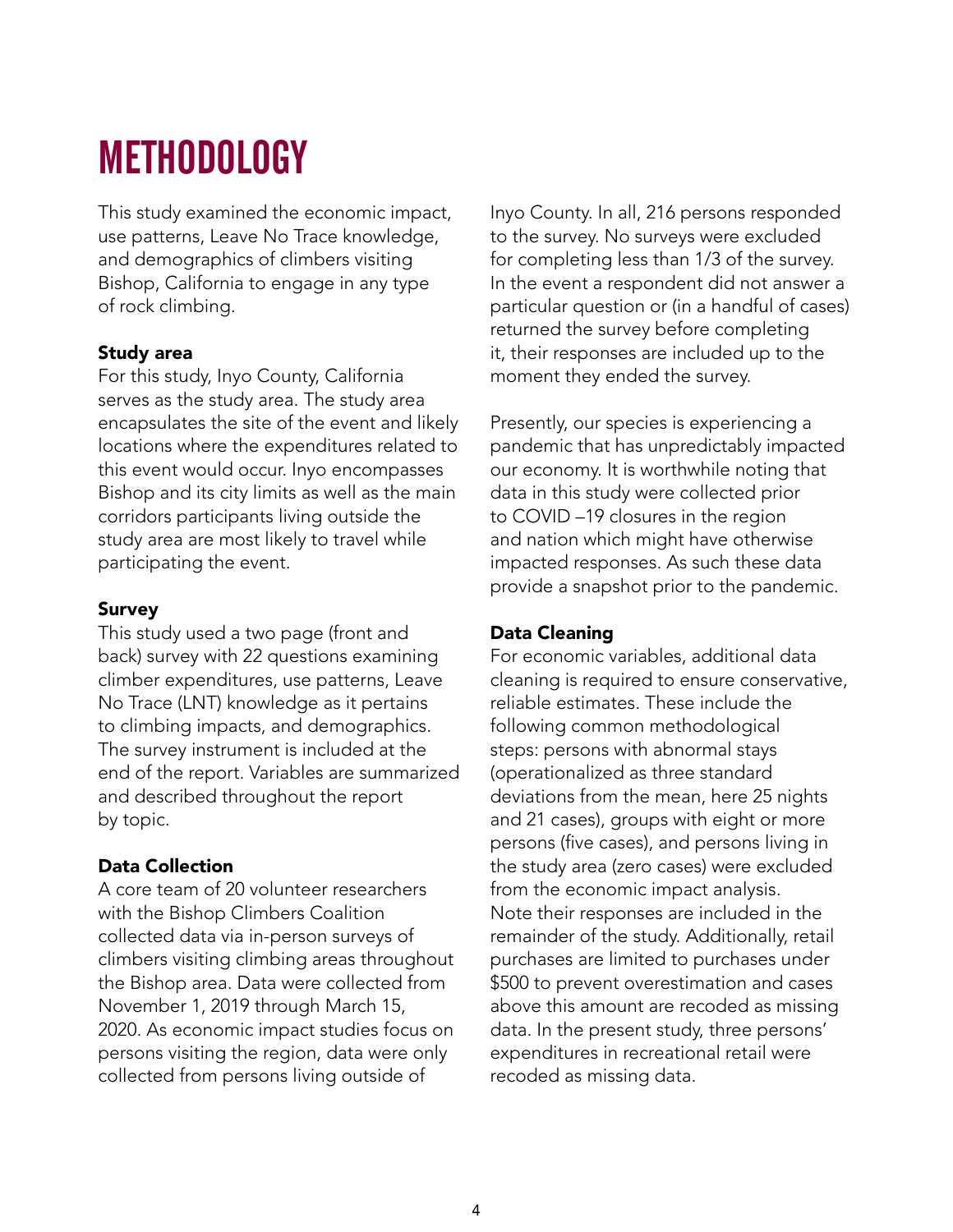# METHODOLOGY

This study examined the economic impact, use patterns, Leave No Trace knowledge, and demographics of climbers visiting Bishop, California to engage in any type of rock climbing.

### Study area

For this study, Inyo County, California serves as the study area. The study area encapsulates the site of the event and likely locations where the expenditures related to this event would occur. Inyo encompasses Bishop and its city limits as well as the main corridors participants living outside the study area are most likely to travel while participating the event.

### Survey

This study used a two page (front and back) survey with 22 questions examining climber expenditures, use patterns, Leave No Trace (LNT) knowledge as it pertains to climbing impacts, and demographics. The survey instrument is included at the end of the report. Variables are summarized and described throughout the report by topic.

### Data Collection

A core team of 20 volunteer researchers with the Bishop Climbers Coalition collected data via in-person surveys of climbers visiting climbing areas throughout the Bishop area. Data were collected from November 1, 2019 through March 15, 2020. As economic impact studies focus on persons visiting the region, data were only collected from persons living outside of Inyo County. In all, 216 persons responded to the survey. No surveys were excluded for completing less than 1/3 of the survey. In the event a respondent did not answer a particular question or (in a handful of cases) returned the survey before completing it, their responses are included up to the moment they ended the survey.

Presently, our species is experiencing a pandemic that has unpredictably impacted our economy. It is worthwhile noting that data in this study were collected prior to COVID –19 closures in the region and nation which might have otherwise impacted responses. As such these data provide a snapshot prior to the pandemic.

### Data Cleaning

For economic variables, additional data cleaning is required to ensure conservative, reliable estimates. These include the following common methodological steps: persons with abnormal stays (operationalized as three standard deviations from the mean, here 25 nights and 21 cases), groups with eight or more persons (five cases), and persons living in the study area (zero cases) were excluded from the economic impact analysis. Note their responses are included in the remainder of the study. Additionally, retail purchases are limited to purchases under $500 to prevent overestimation and cases above this amount are recoded as missing data. In the present study, three persons' expenditures in recreational retail were recoded as missing data.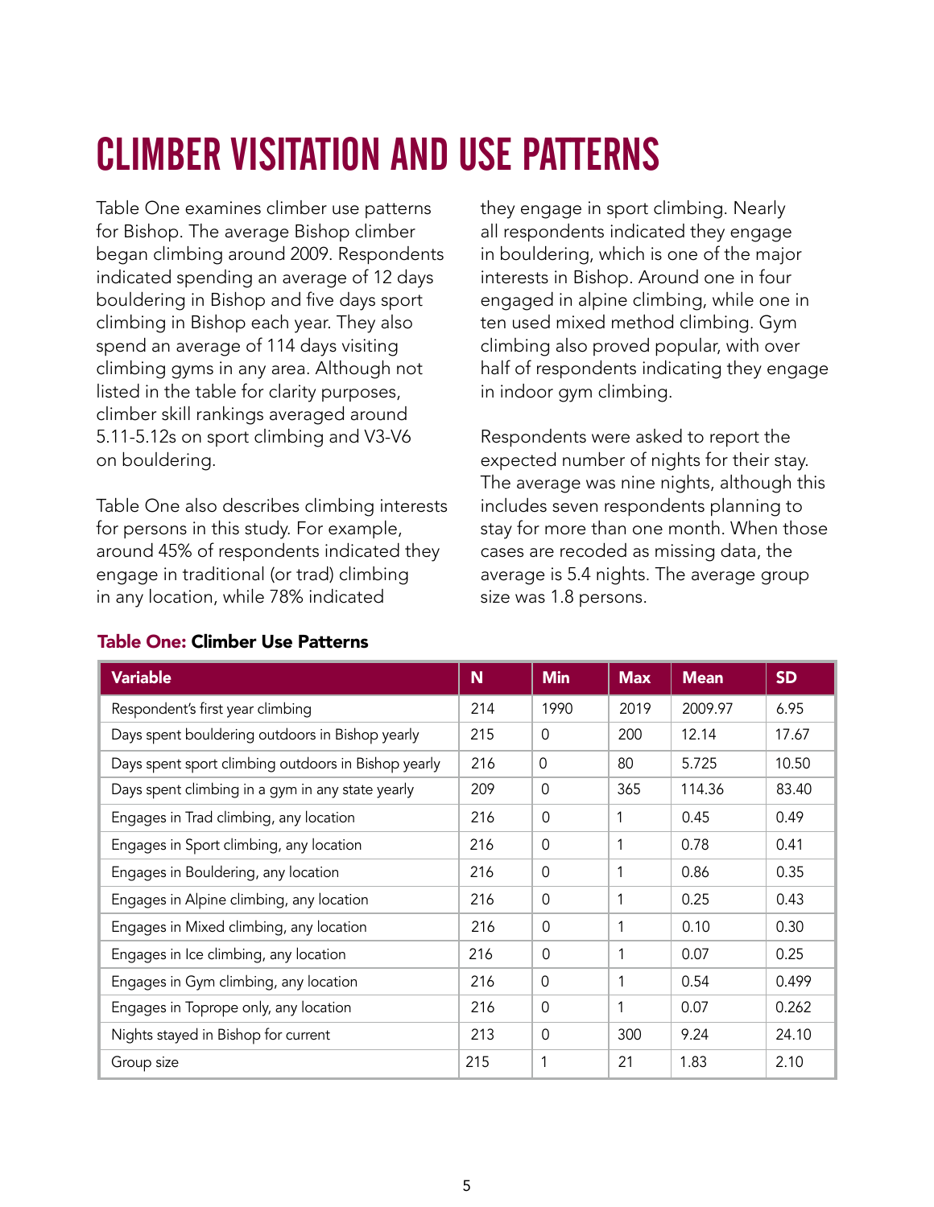# CLIMBER VISITATION AND USE PATTERNS

Table One examines climber use patterns for Bishop. The average Bishop climber began climbing around 2009. Respondents indicated spending an average of 12 days bouldering in Bishop and five days sport climbing in Bishop each year. They also spend an average of 114 days visiting climbing gyms in any area. Although not listed in the table for clarity purposes, climber skill rankings averaged around 5.11-5.12s on sport climbing and V3-V6 on bouldering.

Table One also describes climbing interests for persons in this study. For example, around 45% of respondents indicated they engage in traditional (or trad) climbing in any location, while 78% indicated they engage in sport climbing. Nearly all respondents indicated they engage in bouldering, which is one of the major interests in Bishop. Around one in four engaged in alpine climbing, while one in ten used mixed method climbing. Gym climbing also proved popular, with over half of respondents indicating they engage in indoor gym climbing.

Respondents were asked to report the expected number of nights for their stay. The average was nine nights, although this includes seven respondents planning to stay for more than one month. When those cases are recoded as missing data, the average is 5.4 nights. The average group size was 1.8 persons.

**Table One: Climber Use Patterns**

| Variable | N | Min | Max | Mean | SD |
|---|---|---|---|---|---|
| Respondent's first year climbing | 214 | 1990 | 2019 | 2009.97 | 6.95 |
| Days spent bouldering outdoors in Bishop yearly | 215 | 0 | 200 | 12.14 | 17.67 |
| Days spent sport climbing outdoors in Bishop yearly | 216 | 0 | 80 | 5.725 | 10.50 |
| Days spent climbing in a gym in any state yearly | 209 | 0 | 365 | 114.36 | 83.40 |
| Engages in Trad climbing, any location | 216 | 0 | 1 | 0.45 | 0.49 |
| Engages in Sport climbing, any location | 216 | 0 | 1 | 0.78 | 0.41 |
| Engages in Bouldering, any location | 216 | 0 | 1 | 0.86 | 0.35 |
| Engages in Alpine climbing, any location | 216 | 0 | 1 | 0.25 | 0.43 |
| Engages in Mixed climbing, any location | 216 | 0 | 1 | 0.10 | 0.30 |
| Engages in Ice climbing, any location | 216 | 0 | 1 | 0.07 | 0.25 |
| Engages in Gym climbing, any location | 216 | 0 | 1 | 0.54 | 0.499 |
| Engages in Toprope only, any location | 216 | 0 | 1 | 0.07 | 0.262 |
| Nights stayed in Bishop for current | 213 | 0 | 300 | 9.24 | 24.10 |
| Group size | 215 | 1 | 21 | 1.83 | 2.10 |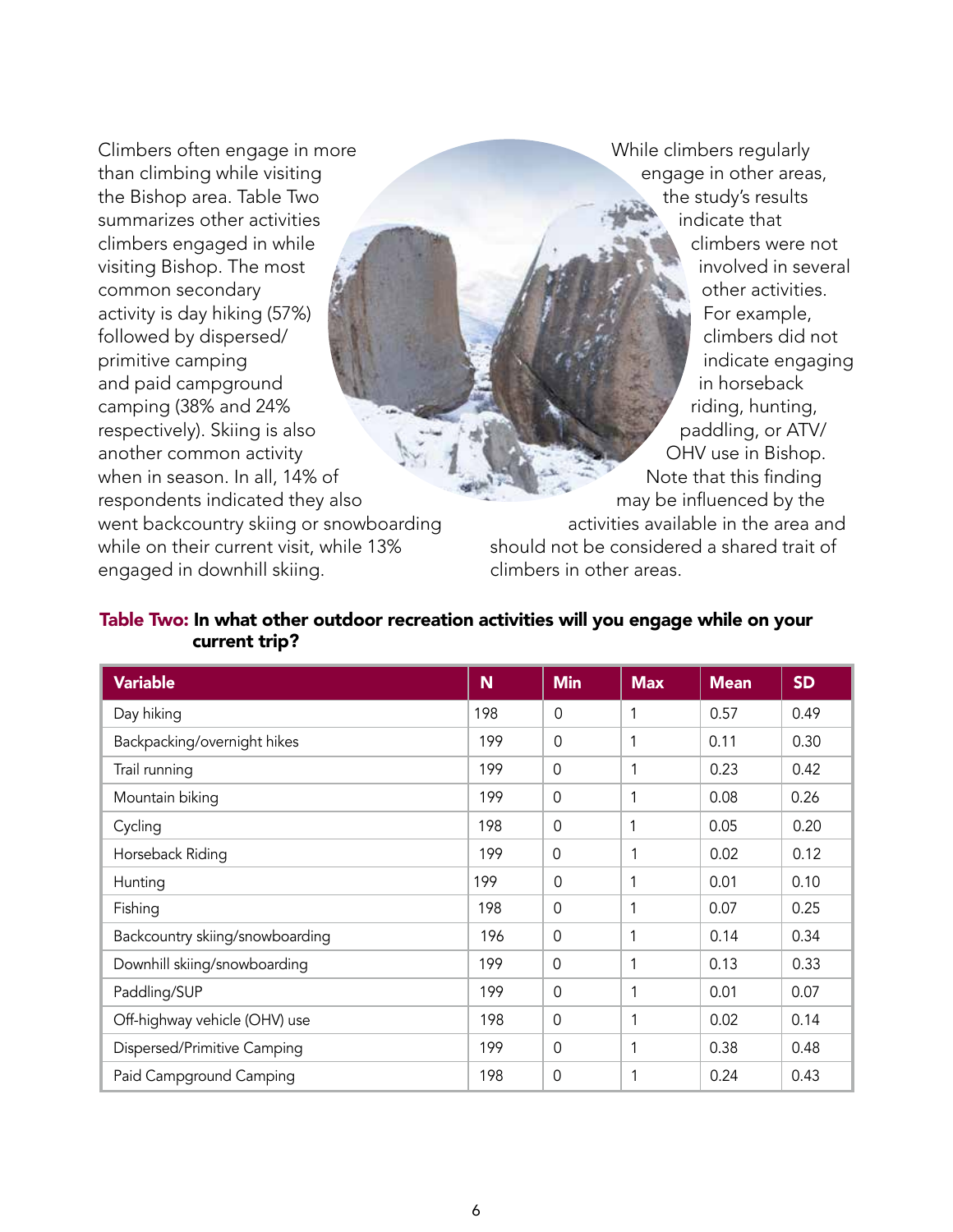Climbers often engage in more than climbing while visiting the Bishop area. Table Two summarizes other activities climbers engaged in while visiting Bishop. The most common secondary activity is day hiking (57%) followed by dispersed/primitive camping and paid campground camping (38% and 24% respectively). Skiing is also another common activity when in season. In all, 14% of respondents indicated they also went backcountry skiing or snowboarding while on their current visit, while 13% engaged in downhill skiing.

While climbers regularly engage in other areas, the study's results indicate that climbers were not involved in several other activities. For example, climbers did not indicate engaging in horseback riding, hunting, paddling, or ATV/OHV use in Bishop. Note that this finding may be influenced by the activities available in the area and should not be considered a shared trait of climbers in other areas.

**Table Two: In what other outdoor recreation activities will you engage while on your current trip?**

| Variable | N | Min | Max | Mean | SD |
|---|---|---|---|---|---|
| Day hiking | 198 | 0 | 1 | 0.57 | 0.49 |
| Backpacking/overnight hikes | 199 | 0 | 1 | 0.11 | 0.30 |
| Trail running | 199 | 0 | 1 | 0.23 | 0.42 |
| Mountain biking | 199 | 0 | 1 | 0.08 | 0.26 |
| Cycling | 198 | 0 | 1 | 0.05 | 0.20 |
| Horseback Riding | 199 | 0 | 1 | 0.02 | 0.12 |
| Hunting | 199 | 0 | 1 | 0.01 | 0.10 |
| Fishing | 198 | 0 | 1 | 0.07 | 0.25 |
| Backcountry skiing/snowboarding | 196 | 0 | 1 | 0.14 | 0.34 |
| Downhill skiing/snowboarding | 199 | 0 | 1 | 0.13 | 0.33 |
| Paddling/SUP | 199 | 0 | 1 | 0.01 | 0.07 |
| Off-highway vehicle (OHV) use | 198 | 0 | 1 | 0.02 | 0.14 |
| Dispersed/Primitive Camping | 199 | 0 | 1 | 0.38 | 0.48 |
| Paid Campground Camping | 198 | 0 | 1 | 0.24 | 0.43 |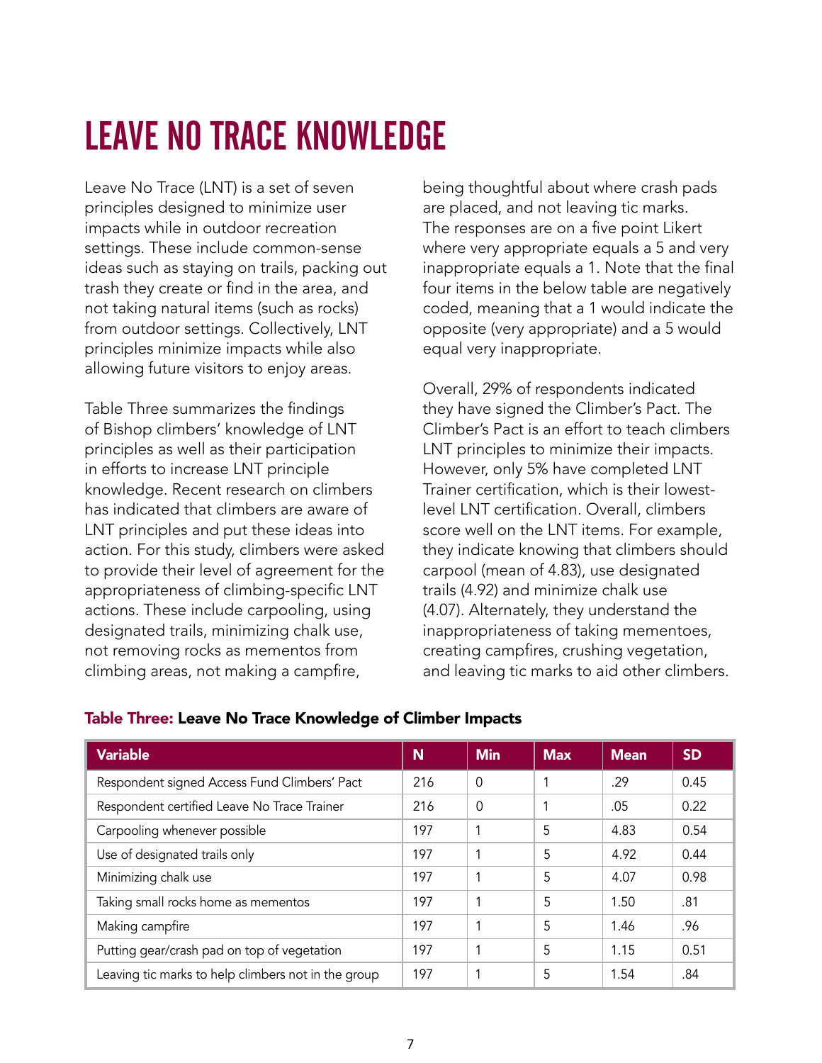# LEAVE NO TRACE KNOWLEDGE

Leave No Trace (LNT) is a set of seven principles designed to minimize user impacts while in outdoor recreation settings. These include common-sense ideas such as staying on trails, packing out trash they create or find in the area, and not taking natural items (such as rocks) from outdoor settings. Collectively, LNT principles minimize impacts while also allowing future visitors to enjoy areas.

Table Three summarizes the findings of Bishop climbers' knowledge of LNT principles as well as their participation in efforts to increase LNT principle knowledge. Recent research on climbers has indicated that climbers are aware of LNT principles and put these ideas into action. For this study, climbers were asked to provide their level of agreement for the appropriateness of climbing-specific LNT actions. These include carpooling, using designated trails, minimizing chalk use, not removing rocks as mementos from climbing areas, not making a campfire, being thoughtful about where crash pads are placed, and not leaving tic marks. The responses are on a five point Likert where very appropriate equals a 5 and very inappropriate equals a 1. Note that the final four items in the below table are negatively coded, meaning that a 1 would indicate the opposite (very appropriate) and a 5 would equal very inappropriate.

Overall, 29% of respondents indicated they have signed the Climber's Pact. The Climber's Pact is an effort to teach climbers LNT principles to minimize their impacts. However, only 5% have completed LNT Trainer certification, which is their lowest-level LNT certification. Overall, climbers score well on the LNT items. For example, they indicate knowing that climbers should carpool (mean of 4.83), use designated trails (4.92) and minimize chalk use (4.07). Alternately, they understand the inappropriateness of taking mementoes, creating campfires, crushing vegetation, and leaving tic marks to aid other climbers.

**Table Three: Leave No Trace Knowledge of Climber Impacts**

| Variable | N | Min | Max | Mean | SD |
|---|---|---|---|---|---|
| Respondent signed Access Fund Climbers' Pact | 216 | 0 | 1 | .29 | 0.45 |
| Respondent certified Leave No Trace Trainer | 216 | 0 | 1 | .05 | 0.22 |
| Carpooling whenever possible | 197 | 1 | 5 | 4.83 | 0.54 |
| Use of designated trails only | 197 | 1 | 5 | 4.92 | 0.44 |
| Minimizing chalk use | 197 | 1 | 5 | 4.07 | 0.98 |
| Taking small rocks home as mementos | 197 | 1 | 5 | 1.50 | .81 |
| Making campfire | 197 | 1 | 5 | 1.46 | .96 |
| Putting gear/crash pad on top of vegetation | 197 | 1 | 5 | 1.15 | 0.51 |
| Leaving tic marks to help climbers not in the group | 197 | 1 | 5 | 1.54 | .84 |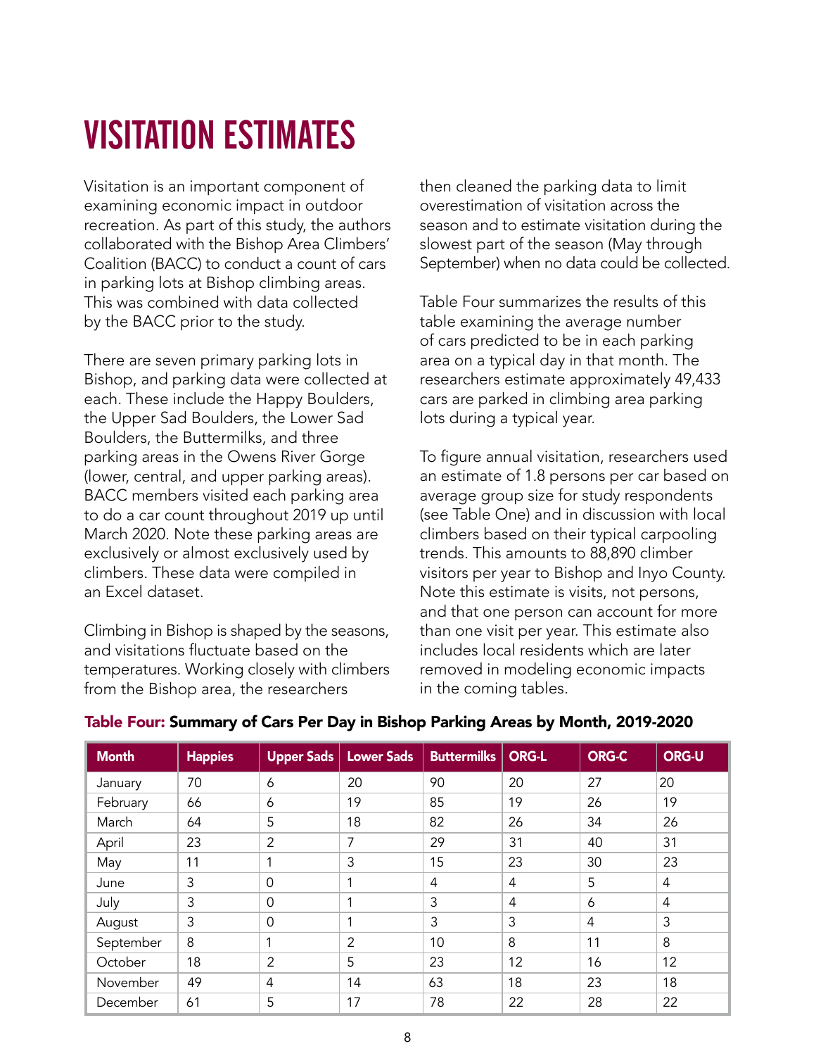# VISITATION ESTIMATES

Visitation is an important component of examining economic impact in outdoor recreation. As part of this study, the authors collaborated with the Bishop Area Climbers' Coalition (BACC) to conduct a count of cars in parking lots at Bishop climbing areas. This was combined with data collected by the BACC prior to the study.

There are seven primary parking lots in Bishop, and parking data were collected at each. These include the Happy Boulders, the Upper Sad Boulders, the Lower Sad Boulders, the Buttermilks, and three parking areas in the Owens River Gorge (lower, central, and upper parking areas). BACC members visited each parking area to do a car count throughout 2019 up until March 2020. Note these parking areas are exclusively or almost exclusively used by climbers. These data were compiled in an Excel dataset.

Climbing in Bishop is shaped by the seasons, and visitations fluctuate based on the temperatures. Working closely with climbers from the Bishop area, the researchers then cleaned the parking data to limit overestimation of visitation across the season and to estimate visitation during the slowest part of the season (May through September) when no data could be collected.

Table Four summarizes the results of this table examining the average number of cars predicted to be in each parking area on a typical day in that month. The researchers estimate approximately 49,433 cars are parked in climbing area parking lots during a typical year.

To figure annual visitation, researchers used an estimate of 1.8 persons per car based on average group size for study respondents (see Table One) and in discussion with local climbers based on their typical carpooling trends. This amounts to 88,890 climber visitors per year to Bishop and Inyo County. Note this estimate is visits, not persons, and that one person can account for more than one visit per year. This estimate also includes local residents which are later removed in modeling economic impacts in the coming tables.

**Table Four: Summary of Cars Per Day in Bishop Parking Areas by Month, 2019-2020**

| Month | Happies | Upper Sads | Lower Sads | Buttermilks | ORG-L | ORG-C | ORG-U |
|---|---|---|---|---|---|---|---|
| January | 70 | 6 | 20 | 90 | 20 | 27 | 20 |
| February | 66 | 6 | 19 | 85 | 19 | 26 | 19 |
| March | 64 | 5 | 18 | 82 | 26 | 34 | 26 |
| April | 23 | 2 | 7 | 29 | 31 | 40 | 31 |
| May | 11 | 1 | 3 | 15 | 23 | 30 | 23 |
| June | 3 | 0 | 1 | 4 | 4 | 5 | 4 |
| July | 3 | 0 | 1 | 3 | 4 | 6 | 4 |
| August | 3 | 0 | 1 | 3 | 3 | 4 | 3 |
| September | 8 | 1 | 2 | 10 | 8 | 11 | 8 |
| October | 18 | 2 | 5 | 23 | 12 | 16 | 12 |
| November | 49 | 4 | 14 | 63 | 18 | 23 | 18 |
| December | 61 | 5 | 17 | 78 | 22 | 28 | 22 |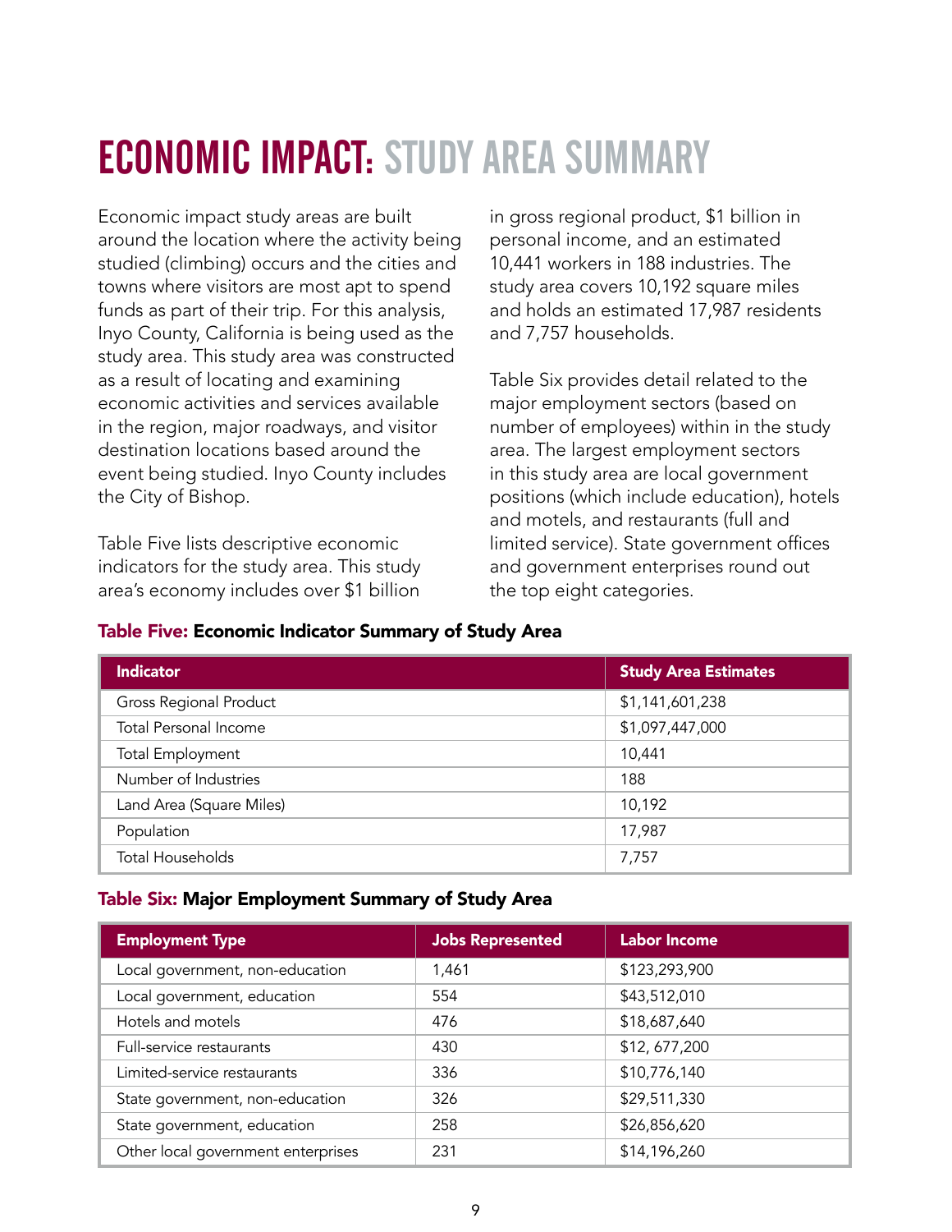# ECONOMIC IMPACT: STUDY AREA SUMMARY

Economic impact study areas are built around the location where the activity being studied (climbing) occurs and the cities and towns where visitors are most apt to spend funds as part of their trip. For this analysis, Inyo County, California is being used as the study area. This study area was constructed as a result of locating and examining economic activities and services available in the region, major roadways, and visitor destination locations based around the event being studied. Inyo County includes the City of Bishop.

Table Five lists descriptive economic indicators for the study area. This study area's economy includes over $1 billion in gross regional product, $1 billion in personal income, and an estimated 10,441 workers in 188 industries. The study area covers 10,192 square miles and holds an estimated 17,987 residents and 7,757 households.

Table Six provides detail related to the major employment sectors (based on number of employees) within in the study area. The largest employment sectors in this study area are local government positions (which include education), hotels and motels, and restaurants (full and limited service). State government offices and government enterprises round out the top eight categories.

**Table Five: Economic Indicator Summary of Study Area**

| Indicator | Study Area Estimates |
|---|---|
| Gross Regional Product | $1,141,601,238 |
| Total Personal Income | $1,097,447,000 |
| Total Employment | 10,441 |
| Number of Industries | 188 |
| Land Area (Square Miles) | 10,192 |
| Population | 17,987 |
| Total Households | 7,757 |

**Table Six: Major Employment Summary of Study Area**

| Employment Type | Jobs Represented | Labor Income |
|---|---|---|
| Local government, non-education | 1,461 | $123,293,900 |
| Local government, education | 554 | $43,512,010 |
| Hotels and motels | 476 | $18,687,640 |
| Full-service restaurants | 430 | $12, 677,200 |
| Limited-service restaurants | 336 | $10,776,140 |
| State government, non-education | 326 | $29,511,330 |
| State government, education | 258 | $26,856,620 |
| Other local government enterprises | 231 | $14,196,260 |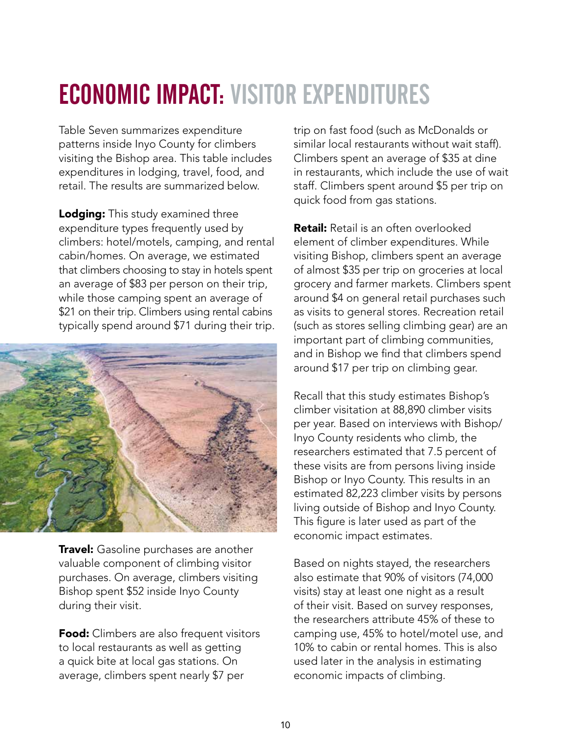# ECONOMIC IMPACT: VISITOR EXPENDITURES

Table Seven summarizes expenditure patterns inside Inyo County for climbers visiting the Bishop area. This table includes expenditures in lodging, travel, food, and retail. The results are summarized below.

**Lodging:** This study examined three expenditure types frequently used by climbers: hotel/motels, camping, and rental cabin/homes. On average, we estimated that climbers choosing to stay in hotels spent an average of $83 per person on their trip, while those camping spent an average of $21 on their trip. Climbers using rental cabins typically spend around $71 during their trip.

**Travel:** Gasoline purchases are another valuable component of climbing visitor purchases. On average, climbers visiting Bishop spent $52 inside Inyo County during their visit.

**Food:** Climbers are also frequent visitors to local restaurants as well as getting a quick bite at local gas stations. On average, climbers spent nearly $7 per trip on fast food (such as McDonalds or similar local restaurants without wait staff). Climbers spent an average of $35 at dine in restaurants, which include the use of wait staff. Climbers spent around $5 per trip on quick food from gas stations.

**Retail:** Retail is an often overlooked element of climber expenditures. While visiting Bishop, climbers spent an average of almost $35 per trip on groceries at local grocery and farmer markets. Climbers spent around $4 on general retail purchases such as visits to general stores. Recreation retail (such as stores selling climbing gear) are an important part of climbing communities, and in Bishop we find that climbers spend around $17 per trip on climbing gear.

Recall that this study estimates Bishop's climber visitation at 88,890 climber visits per year. Based on interviews with Bishop/Inyo County residents who climb, the researchers estimated that 7.5 percent of these visits are from persons living inside Bishop or Inyo County. This results in an estimated 82,223 climber visits by persons living outside of Bishop and Inyo County. This figure is later used as part of the economic impact estimates.

Based on nights stayed, the researchers also estimate that 90% of visitors (74,000 visits) stay at least one night as a result of their visit. Based on survey responses, the researchers attribute 45% of these to camping use, 45% to hotel/motel use, and 10% to cabin or rental homes. This is also used later in the analysis in estimating economic impacts of climbing.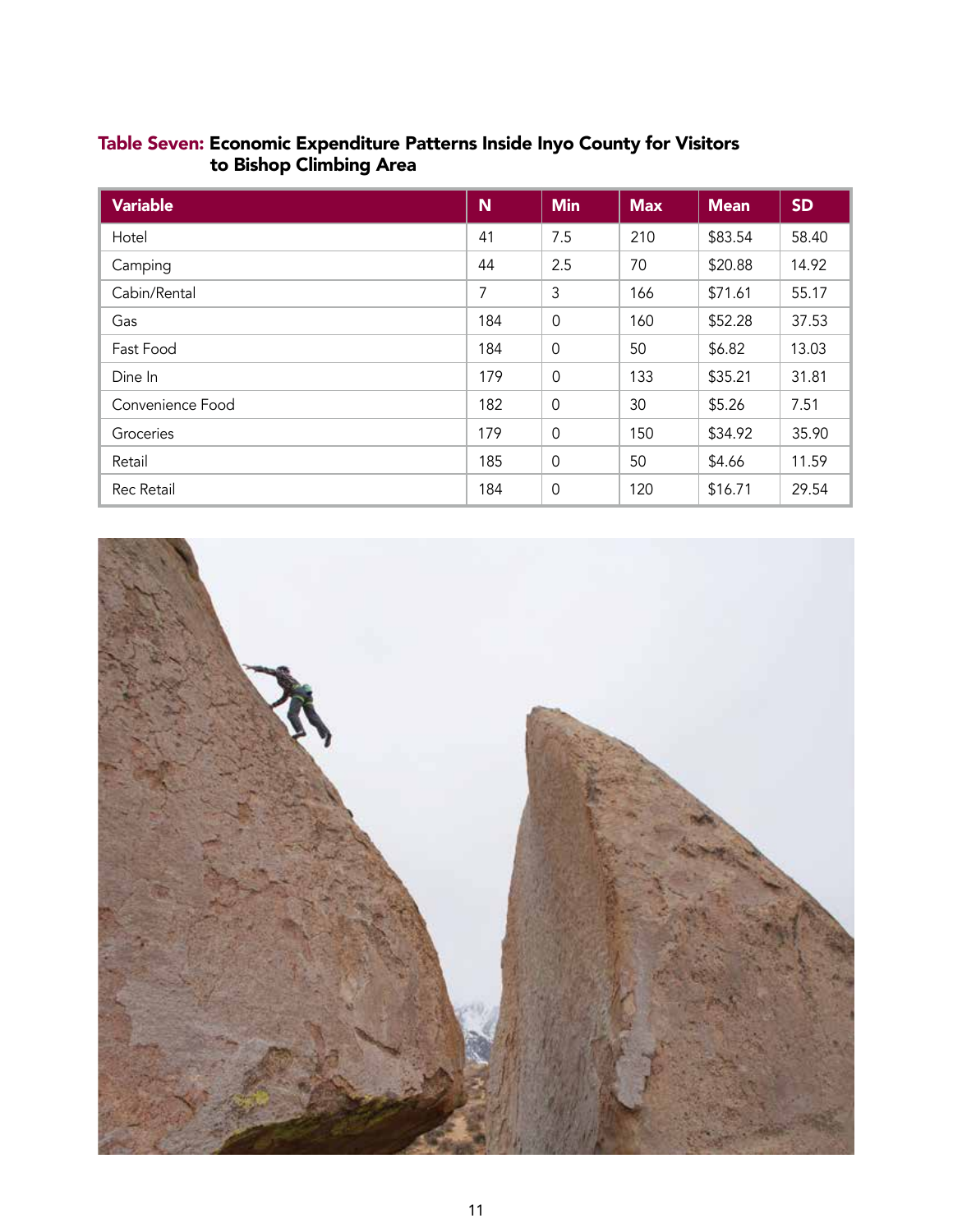**Table Seven: Economic Expenditure Patterns Inside Inyo County for Visitors to Bishop Climbing Area**

| Variable | N | Min | Max | Mean | SD |
|---|---|---|---|---|---|
| Hotel | 41 | 7.5 | 210 | $83.54 | 58.40 |
| Camping | 44 | 2.5 | 70 | $20.88 | 14.92 |
| Cabin/Rental | 7 | 3 | 166 | $71.61 | 55.17 |
| Gas | 184 | 0 | 160 | $52.28 | 37.53 |
| Fast Food | 184 | 0 | 50 | $6.82 | 13.03 |
| Dine In | 179 | 0 | 133 | $35.21 | 31.81 |
| Convenience Food | 182 | 0 | 30 | $5.26 | 7.51 |
| Groceries | 179 | 0 | 150 | $34.92 | 35.90 |
| Retail | 185 | 0 | 50 | $4.66 | 11.59 |
| Rec Retail | 184 | 0 | 120 | $16.71 | 29.54 |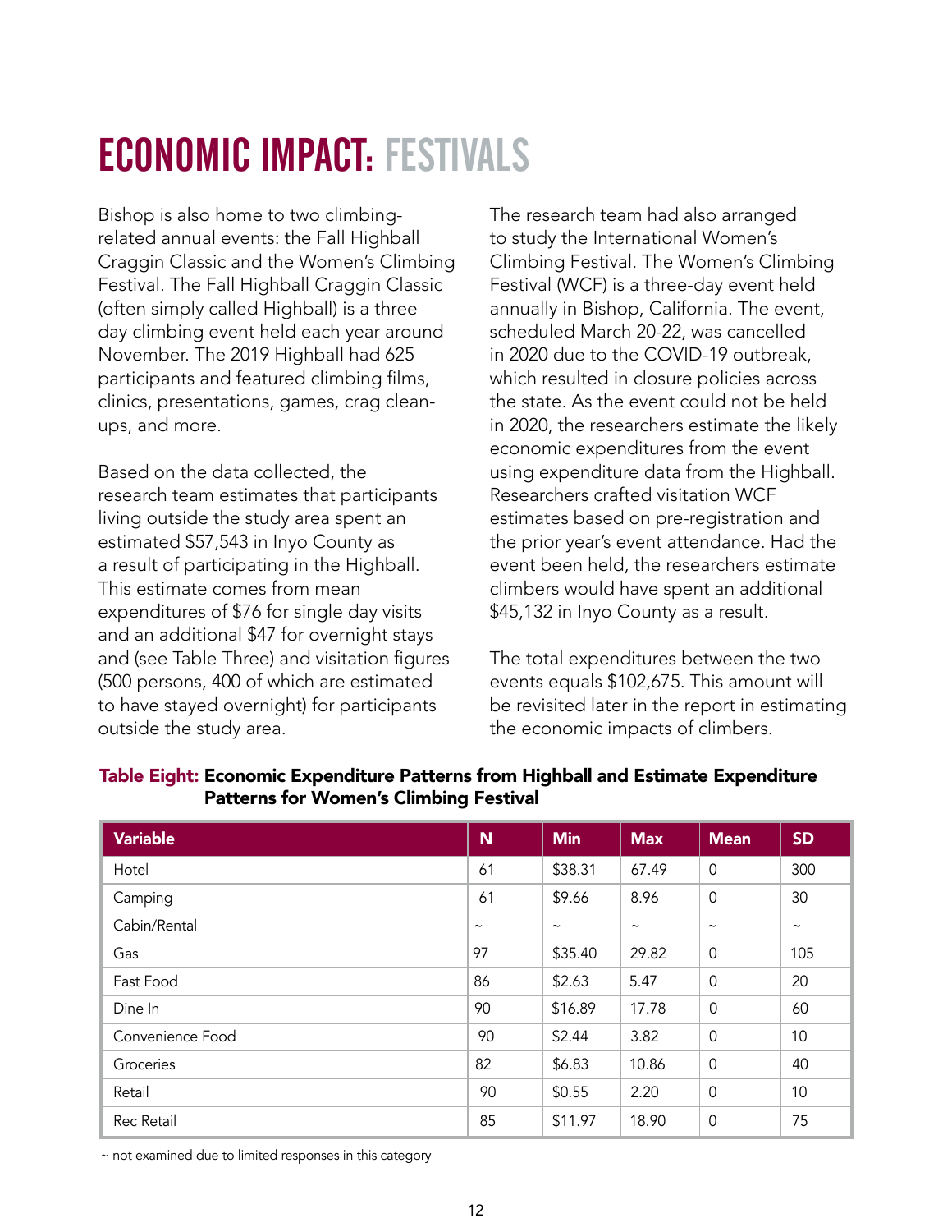# ECONOMIC IMPACT: FESTIVALS

Bishop is also home to two climbing-related annual events: the Fall Highball Craggin Classic and the Women's Climbing Festival. The Fall Highball Craggin Classic (often simply called Highball) is a three day climbing event held each year around November. The 2019 Highball had 625 participants and featured climbing films, clinics, presentations, games, crag clean-ups, and more.

Based on the data collected, the research team estimates that participants living outside the study area spent an estimated $57,543 in Inyo County as a result of participating in the Highball. This estimate comes from mean expenditures of $76 for single day visits and an additional $47 for overnight stays and (see Table Three) and visitation figures (500 persons, 400 of which are estimated to have stayed overnight) for participants outside the study area.

The research team had also arranged to study the International Women's Climbing Festival. The Women's Climbing Festival (WCF) is a three-day event held annually in Bishop, California. The event, scheduled March 20-22, was cancelled in 2020 due to the COVID-19 outbreak, which resulted in closure policies across the state. As the event could not be held in 2020, the researchers estimate the likely economic expenditures from the event using expenditure data from the Highball. Researchers crafted visitation WCF estimates based on pre-registration and the prior year's event attendance. Had the event been held, the researchers estimate climbers would have spent an additional $45,132 in Inyo County as a result.

The total expenditures between the two events equals $102,675. This amount will be revisited later in the report in estimating the economic impacts of climbers.

**Table Eight: Economic Expenditure Patterns from Highball and Estimate Expenditure Patterns for Women's Climbing Festival**

| Variable | N | Min | Max | Mean | SD |
|---|---|---|---|---|---|
| Hotel | 61 | $38.31 | 67.49 | 0 | 300 |
| Camping | 61 | $9.66 | 8.96 | 0 | 30 |
| Cabin/Rental | ~ | ~ | ~ | ~ | ~ |
| Gas | 97 | $35.40 | 29.82 | 0 | 105 |
| Fast Food | 86 | $2.63 | 5.47 | 0 | 20 |
| Dine In | 90 | $16.89 | 17.78 | 0 | 60 |
| Convenience Food | 90 | $2.44 | 3.82 | 0 | 10 |
| Groceries | 82 | $6.83 | 10.86 | 0 | 40 |
| Retail | 90 | $0.55 | 2.20 | 0 | 10 |
| Rec Retail | 85 | $11.97 | 18.90 | 0 | 75 |

~ not examined due to limited responses in this category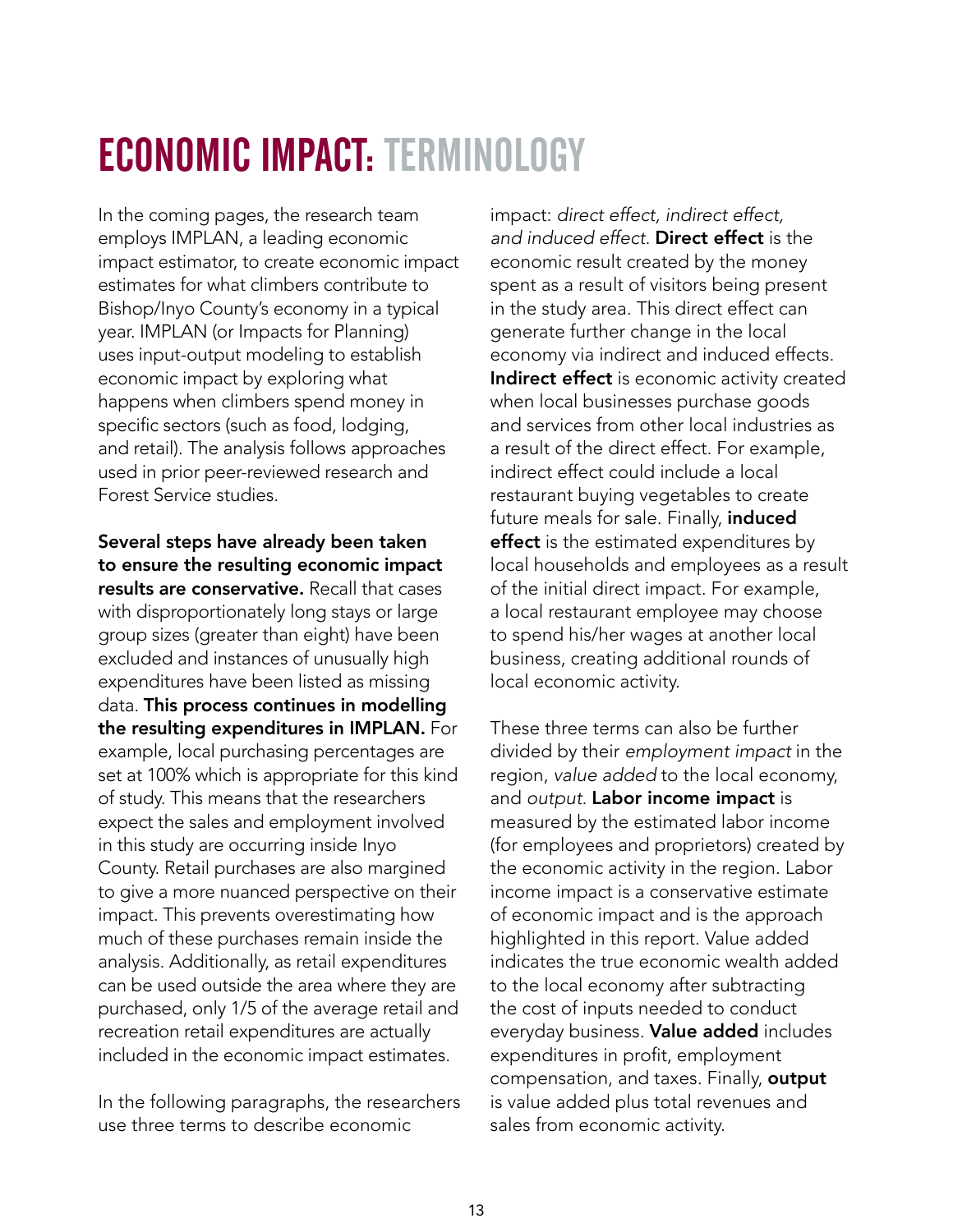# ECONOMIC IMPACT: TERMINOLOGY

In the coming pages, the research team employs IMPLAN, a leading economic impact estimator, to create economic impact estimates for what climbers contribute to Bishop/Inyo County's economy in a typical year. IMPLAN (or Impacts for Planning) uses input-output modeling to establish economic impact by exploring what happens when climbers spend money in specific sectors (such as food, lodging, and retail). The analysis follows approaches used in prior peer-reviewed research and Forest Service studies.

**Several steps have already been taken to ensure the resulting economic impact results are conservative.** Recall that cases with disproportionately long stays or large group sizes (greater than eight) have been excluded and instances of unusually high expenditures have been listed as missing data. **This process continues in modelling the resulting expenditures in IMPLAN.** For example, local purchasing percentages are set at 100% which is appropriate for this kind of study. This means that the researchers expect the sales and employment involved in this study are occurring inside Inyo County. Retail purchases are also margined to give a more nuanced perspective on their impact. This prevents overestimating how much of these purchases remain inside the analysis. Additionally, as retail expenditures can be used outside the area where they are purchased, only 1/5 of the average retail and recreation retail expenditures are actually included in the economic impact estimates.

In the following paragraphs, the researchers use three terms to describe economic impact: *direct effect, indirect effect, and induced effect.* **Direct effect** is the economic result created by the money spent as a result of visitors being present in the study area. This direct effect can generate further change in the local economy via indirect and induced effects. **Indirect effect** is economic activity created when local businesses purchase goods and services from other local industries as a result of the direct effect. For example, indirect effect could include a local restaurant buying vegetables to create future meals for sale. Finally, **induced effect** is the estimated expenditures by local households and employees as a result of the initial direct impact. For example, a local restaurant employee may choose to spend his/her wages at another local business, creating additional rounds of local economic activity.

These three terms can also be further divided by their *employment impact* in the region, *value added* to the local economy, and *output*. **Labor income impact** is measured by the estimated labor income (for employees and proprietors) created by the economic activity in the region. Labor income impact is a conservative estimate of economic impact and is the approach highlighted in this report. Value added indicates the true economic wealth added to the local economy after subtracting the cost of inputs needed to conduct everyday business. **Value added** includes expenditures in profit, employment compensation, and taxes. Finally, **output** is value added plus total revenues and sales from economic activity.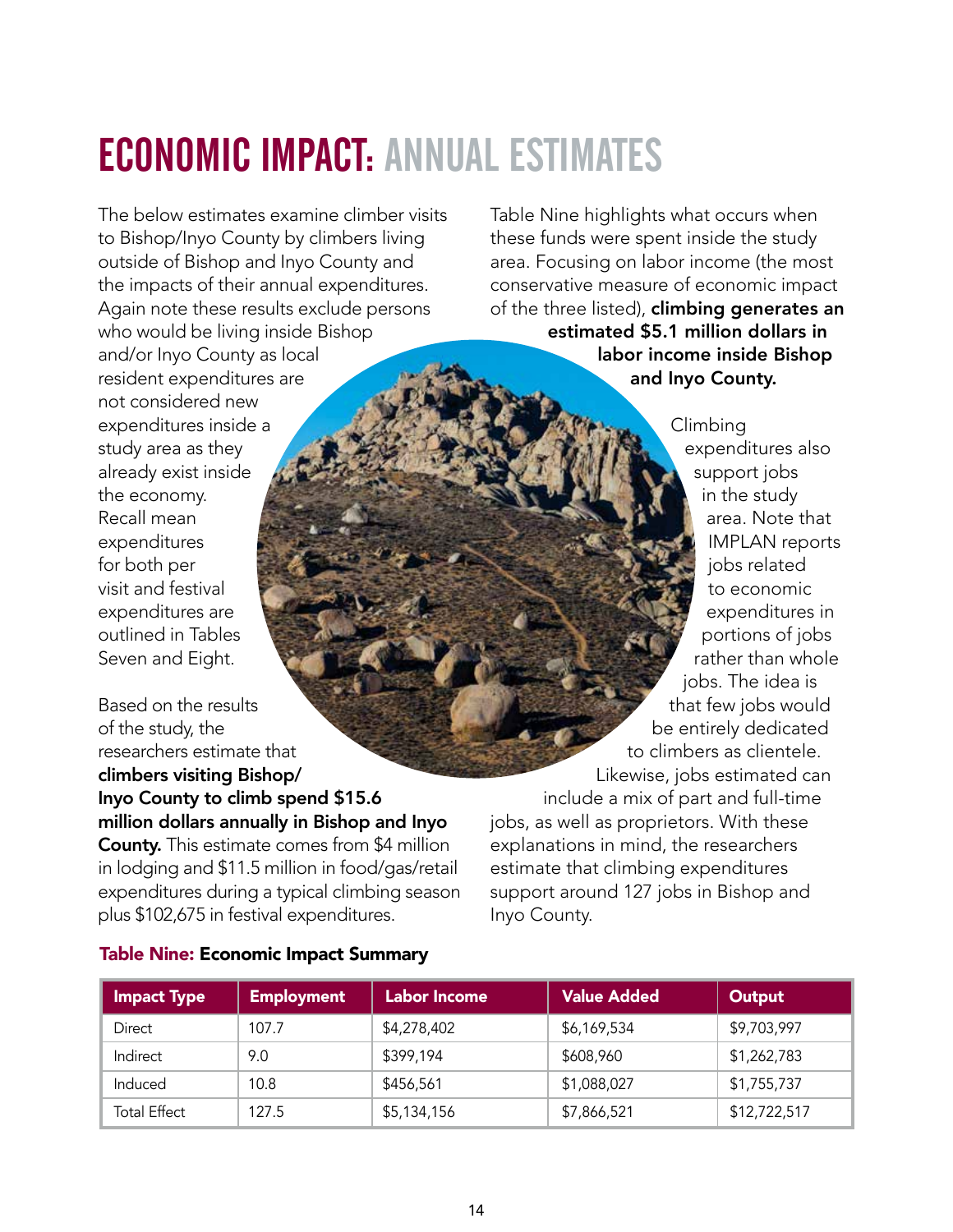# ECONOMIC IMPACT: ANNUAL ESTIMATES

The below estimates examine climber visits to Bishop/Inyo County by climbers living outside of Bishop and Inyo County and the impacts of their annual expenditures. Again note these results exclude persons who would be living inside Bishop and/or Inyo County as local resident expenditures are not considered new expenditures inside a study area as they already exist inside the economy. Recall mean expenditures for both per visit and festival expenditures are outlined in Tables Seven and Eight.

Based on the results of the study, the researchers estimate that **climbers visiting Bishop/ Inyo County to climb spend $15.6 million dollars annually in Bishop and Inyo County.** This estimate comes from $4 million in lodging and $11.5 million in food/gas/retail expenditures during a typical climbing season plus $102,675 in festival expenditures.

Table Nine highlights what occurs when these funds were spent inside the study area. Focusing on labor income (the most conservative measure of economic impact of the three listed), **climbing generates an estimated $5.1 million dollars in labor income inside Bishop and Inyo County.**

Climbing expenditures also support jobs in the study area. Note that IMPLAN reports jobs related to economic expenditures in portions of jobs rather than whole jobs. The idea is that few jobs would be entirely dedicated to climbers as clientele. Likewise, jobs estimated can include a mix of part and full-time jobs, as well as proprietors. With these explanations in mind, the researchers estimate that climbing expenditures support around 127 jobs in Bishop and Inyo County.

**Table Nine: Economic Impact Summary**

| Impact Type | Employment | Labor Income | Value Added | Output |
| --- | --- | --- | --- | --- |
| Direct | 107.7 | $4,278,402 | $6,169,534 | $9,703,997 |
| Indirect | 9.0 | $399,194 | $608,960 | $1,262,783 |
| Induced | 10.8 | $456,561 | $1,088,027 | $1,755,737 |
| Total Effect | 127.5 | $5,134,156 | $7,866,521 | $12,722,517 |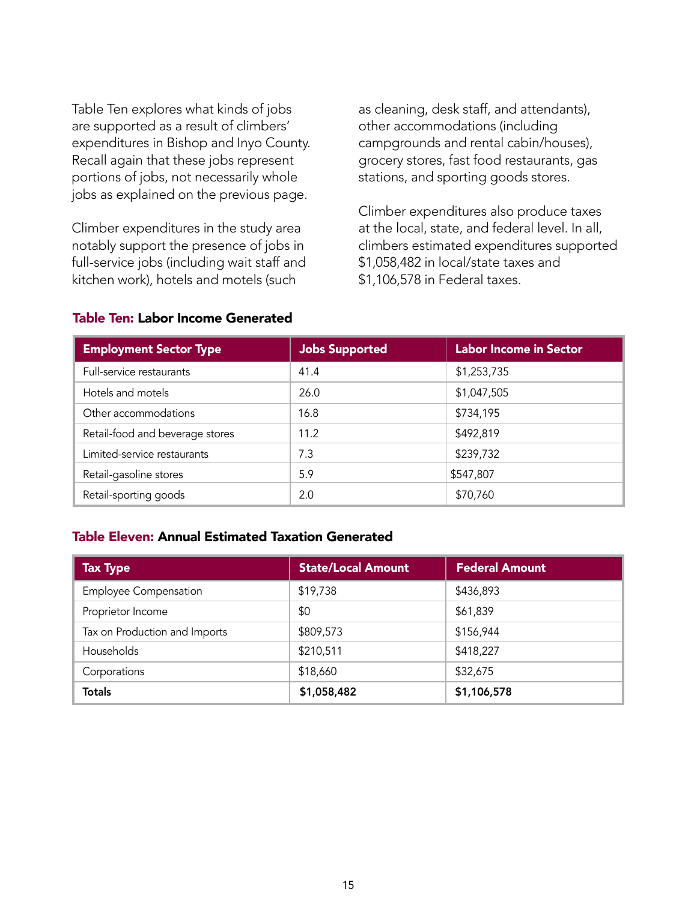Table Ten explores what kinds of jobs are supported as a result of climbers' expenditures in Bishop and Inyo County. Recall again that these jobs represent portions of jobs, not necessarily whole jobs as explained on the previous page.

Climber expenditures in the study area notably support the presence of jobs in full-service jobs (including wait staff and kitchen work), hotels and motels (such as cleaning, desk staff, and attendants), other accommodations (including campgrounds and rental cabin/houses), grocery stores, fast food restaurants, gas stations, and sporting goods stores.

Climber expenditures also produce taxes at the local, state, and federal level. In all, climbers estimated expenditures supported $1,058,482 in local/state taxes and $1,106,578 in Federal taxes.

### Table Ten: Labor Income Generated

| Employment Sector Type | Jobs Supported | Labor Income in Sector |
| --- | --- | --- |
| Full-service restaurants | 41.4 | $1,253,735 |
| Hotels and motels | 26.0 | $1,047,505 |
| Other accommodations | 16.8 | $734,195 |
| Retail-food and beverage stores | 11.2 | $492,819 |
| Limited-service restaurants | 7.3 | $239,732 |
| Retail-gasoline stores | 5.9 | $547,807 |
| Retail-sporting goods | 2.0 | $70,760 |

### Table Eleven: Annual Estimated Taxation Generated

| Tax Type | State/Local Amount | Federal Amount |
| --- | --- | --- |
| Employee Compensation | $19,738 | $436,893 |
| Proprietor Income | $0 | $61,839 |
| Tax on Production and Imports | $809,573 | $156,944 |
| Households | $210,511 | $418,227 |
| Corporations | $18,660 | $32,675 |
| **Totals** | **$1,058,482** | **$1,106,578** |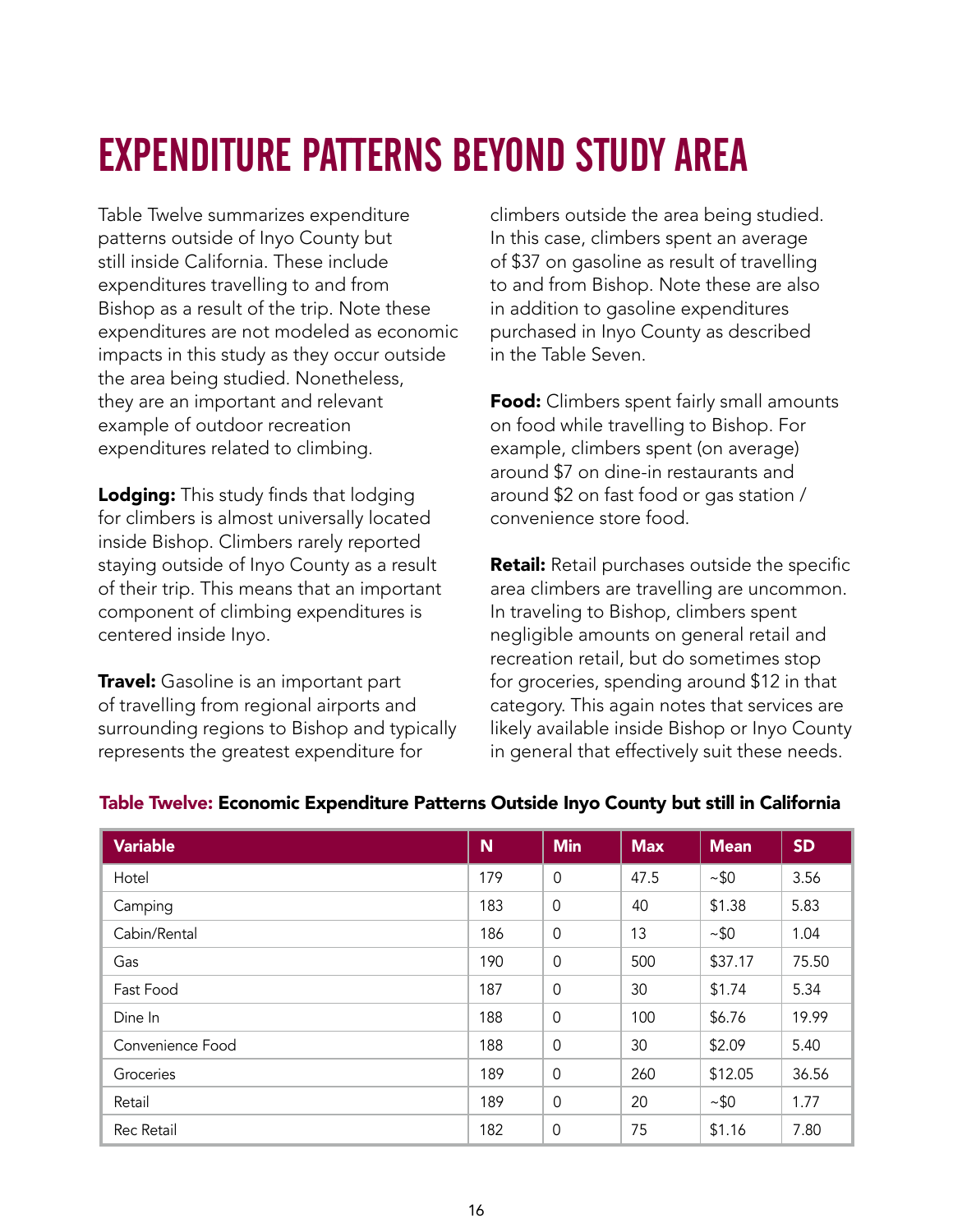# EXPENDITURE PATTERNS BEYOND STUDY AREA

Table Twelve summarizes expenditure patterns outside of Inyo County but still inside California. These include expenditures travelling to and from Bishop as a result of the trip. Note these expenditures are not modeled as economic impacts in this study as they occur outside the area being studied. Nonetheless, they are an important and relevant example of outdoor recreation expenditures related to climbing.

**Lodging:** This study finds that lodging for climbers is almost universally located inside Bishop. Climbers rarely reported staying outside of Inyo County as a result of their trip. This means that an important component of climbing expenditures is centered inside Inyo.

**Travel:** Gasoline is an important part of travelling from regional airports and surrounding regions to Bishop and typically represents the greatest expenditure for climbers outside the area being studied. In this case, climbers spent an average of $37 on gasoline as result of travelling to and from Bishop. Note these are also in addition to gasoline expenditures purchased in Inyo County as described in the Table Seven.

**Food:** Climbers spent fairly small amounts on food while travelling to Bishop. For example, climbers spent (on average) around $7 on dine-in restaurants and around $2 on fast food or gas station / convenience store food.

**Retail:** Retail purchases outside the specific area climbers are travelling are uncommon. In traveling to Bishop, climbers spent negligible amounts on general retail and recreation retail, but do sometimes stop for groceries, spending around $12 in that category. This again notes that services are likely available inside Bishop or Inyo County in general that effectively suit these needs.

**Table Twelve: Economic Expenditure Patterns Outside Inyo County but still in California**

| Variable | N | Min | Max | Mean | SD |
|---|---|---|---|---|---|
| Hotel | 179 | 0 | 47.5 | ~$0 | 3.56 |
| Camping | 183 | 0 | 40 | $1.38 | 5.83 |
| Cabin/Rental | 186 | 0 | 13 | ~$0 | 1.04 |
| Gas | 190 | 0 | 500 | $37.17 | 75.50 |
| Fast Food | 187 | 0 | 30 | $1.74 | 5.34 |
| Dine In | 188 | 0 | 100 | $6.76 | 19.99 |
| Convenience Food | 188 | 0 | 30 | $2.09 | 5.40 |
| Groceries | 189 | 0 | 260 | $12.05 | 36.56 |
| Retail | 189 | 0 | 20 | ~$0 | 1.77 |
| Rec Retail | 182 | 0 | 75 | $1.16 | 7.80 |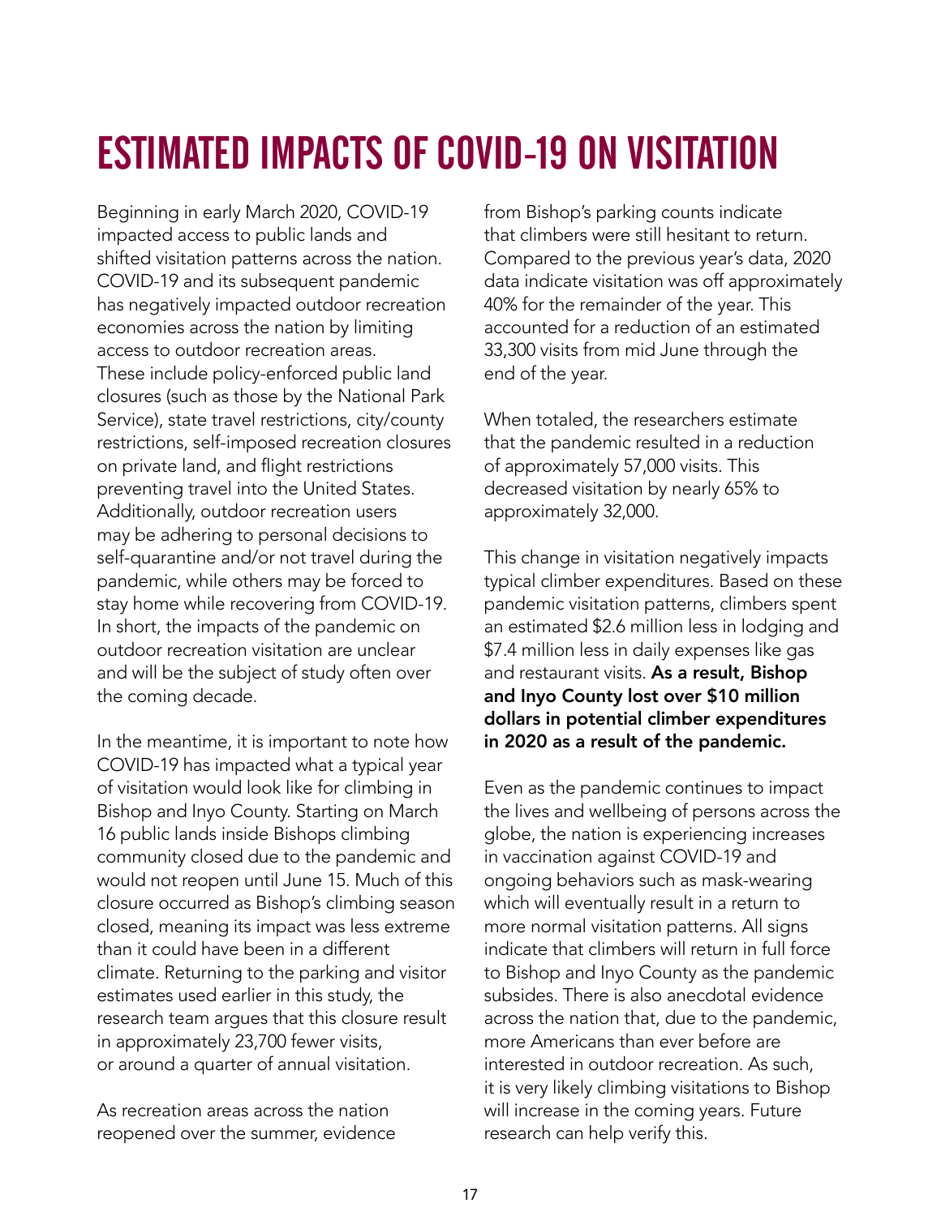# ESTIMATED IMPACTS OF COVID-19 ON VISITATION

Beginning in early March 2020, COVID-19 impacted access to public lands and shifted visitation patterns across the nation. COVID-19 and its subsequent pandemic has negatively impacted outdoor recreation economies across the nation by limiting access to outdoor recreation areas. These include policy-enforced public land closures (such as those by the National Park Service), state travel restrictions, city/county restrictions, self-imposed recreation closures on private land, and flight restrictions preventing travel into the United States. Additionally, outdoor recreation users may be adhering to personal decisions to self-quarantine and/or not travel during the pandemic, while others may be forced to stay home while recovering from COVID-19. In short, the impacts of the pandemic on outdoor recreation visitation are unclear and will be the subject of study often over the coming decade.

In the meantime, it is important to note how COVID-19 has impacted what a typical year of visitation would look like for climbing in Bishop and Inyo County. Starting on March 16 public lands inside Bishops climbing community closed due to the pandemic and would not reopen until June 15. Much of this closure occurred as Bishop's climbing season closed, meaning its impact was less extreme than it could have been in a different climate. Returning to the parking and visitor estimates used earlier in this study, the research team argues that this closure result in approximately 23,700 fewer visits, or around a quarter of annual visitation.

As recreation areas across the nation reopened over the summer, evidence from Bishop's parking counts indicate that climbers were still hesitant to return. Compared to the previous year's data, 2020 data indicate visitation was off approximately 40% for the remainder of the year. This accounted for a reduction of an estimated 33,300 visits from mid June through the end of the year.

When totaled, the researchers estimate that the pandemic resulted in a reduction of approximately 57,000 visits. This decreased visitation by nearly 65% to approximately 32,000.

This change in visitation negatively impacts typical climber expenditures. Based on these pandemic visitation patterns, climbers spent an estimated $2.6 million less in lodging and $7.4 million less in daily expenses like gas and restaurant visits. **As a result, Bishop and Inyo County lost over $10 million dollars in potential climber expenditures in 2020 as a result of the pandemic.**

Even as the pandemic continues to impact the lives and wellbeing of persons across the globe, the nation is experiencing increases in vaccination against COVID-19 and ongoing behaviors such as mask-wearing which will eventually result in a return to more normal visitation patterns. All signs indicate that climbers will return in full force to Bishop and Inyo County as the pandemic subsides. There is also anecdotal evidence across the nation that, due to the pandemic, more Americans than ever before are interested in outdoor recreation. As such, it is very likely climbing visitations to Bishop will increase in the coming years. Future research can help verify this.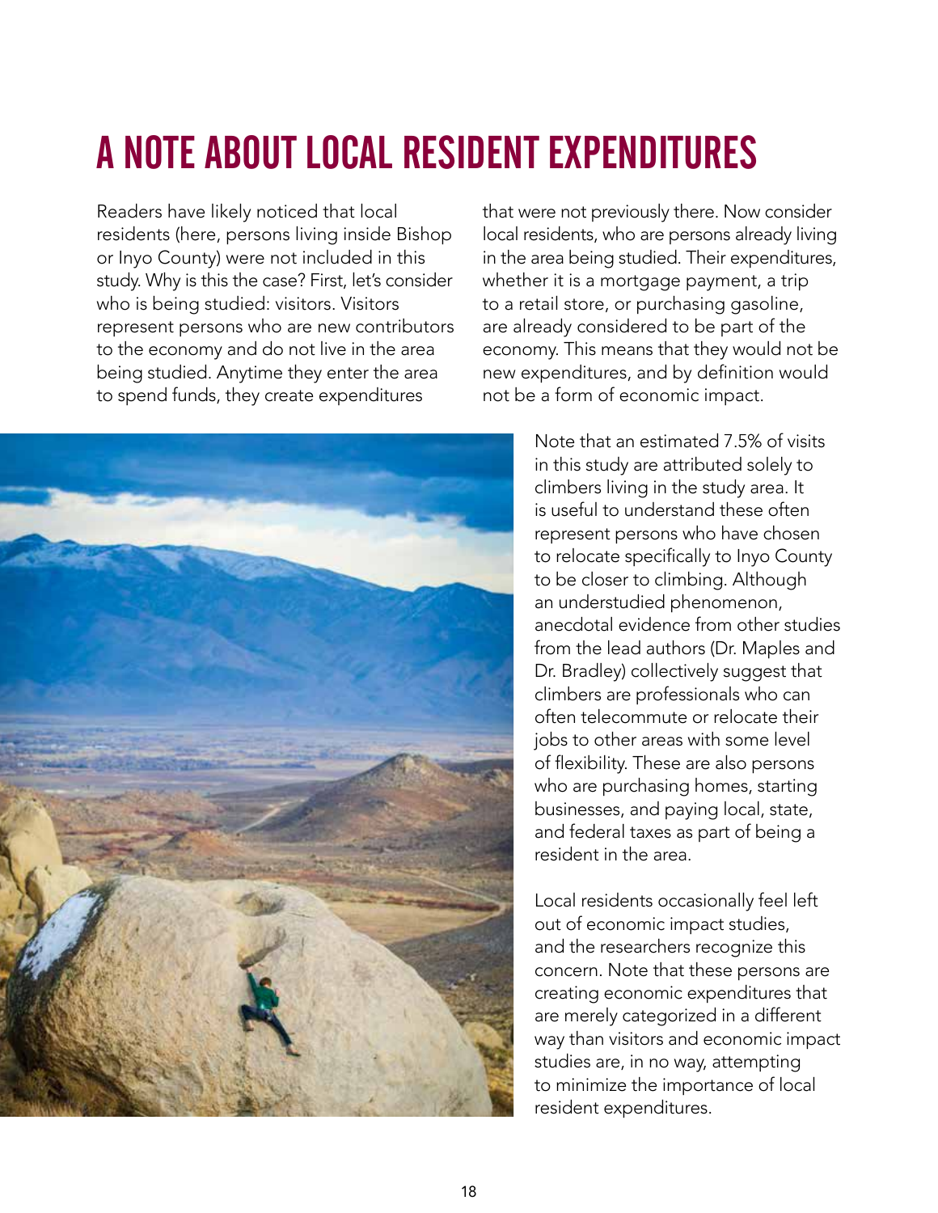# A NOTE ABOUT LOCAL RESIDENT EXPENDITURES

Readers have likely noticed that local residents (here, persons living inside Bishop or Inyo County) were not included in this study. Why is this the case? First, let's consider who is being studied: visitors. Visitors represent persons who are new contributors to the economy and do not live in the area being studied. Anytime they enter the area to spend funds, they create expenditures that were not previously there. Now consider local residents, who are persons already living in the area being studied. Their expenditures, whether it is a mortgage payment, a trip to a retail store, or purchasing gasoline, are already considered to be part of the economy. This means that they would not be new expenditures, and by definition would not be a form of economic impact.

Note that an estimated 7.5% of visits in this study are attributed solely to climbers living in the study area. It is useful to understand these often represent persons who have chosen to relocate specifically to Inyo County to be closer to climbing. Although an understudied phenomenon, anecdotal evidence from other studies from the lead authors (Dr. Maples and Dr. Bradley) collectively suggest that climbers are professionals who can often telecommute or relocate their jobs to other areas with some level of flexibility. These are also persons who are purchasing homes, starting businesses, and paying local, state, and federal taxes as part of being a resident in the area.

Local residents occasionally feel left out of economic impact studies, and the researchers recognize this concern. Note that these persons are creating economic expenditures that are merely categorized in a different way than visitors and economic impact studies are, in no way, attempting to minimize the importance of local resident expenditures.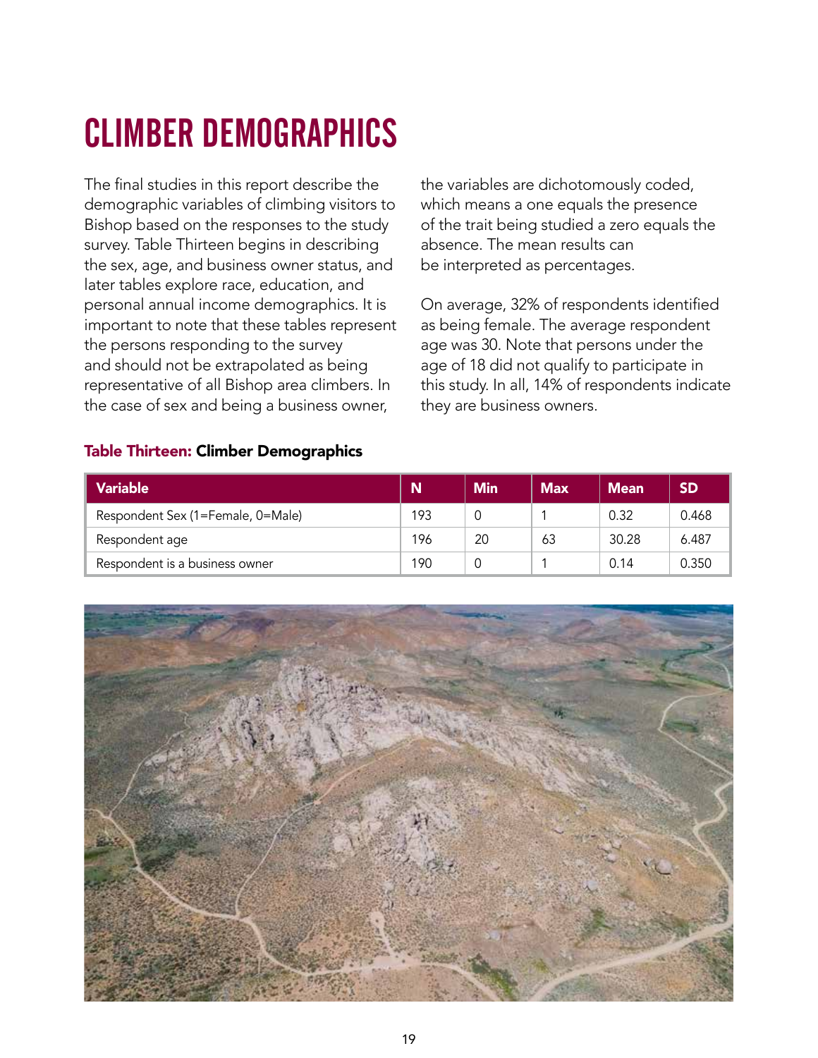# CLIMBER DEMOGRAPHICS

The final studies in this report describe the demographic variables of climbing visitors to Bishop based on the responses to the study survey. Table Thirteen begins in describing the sex, age, and business owner status, and later tables explore race, education, and personal annual income demographics. It is important to note that these tables represent the persons responding to the survey and should not be extrapolated as being representative of all Bishop area climbers. In the case of sex and being a business owner, the variables are dichotomously coded, which means a one equals the presence of the trait being studied a zero equals the absence. The mean results can be interpreted as percentages.

On average, 32% of respondents identified as being female. The average respondent age was 30. Note that persons under the age of 18 did not qualify to participate in this study. In all, 14% of respondents indicate they are business owners.

**Table Thirteen: Climber Demographics**

| Variable | N | Min | Max | Mean | SD |
|---|---|---|---|---|---|
| Respondent Sex (1=Female, 0=Male) | 193 | 0 | 1 | 0.32 | 0.468 |
| Respondent age | 196 | 20 | 63 | 30.28 | 6.487 |
| Respondent is a business owner | 190 | 0 | 1 | 0.14 | 0.350 |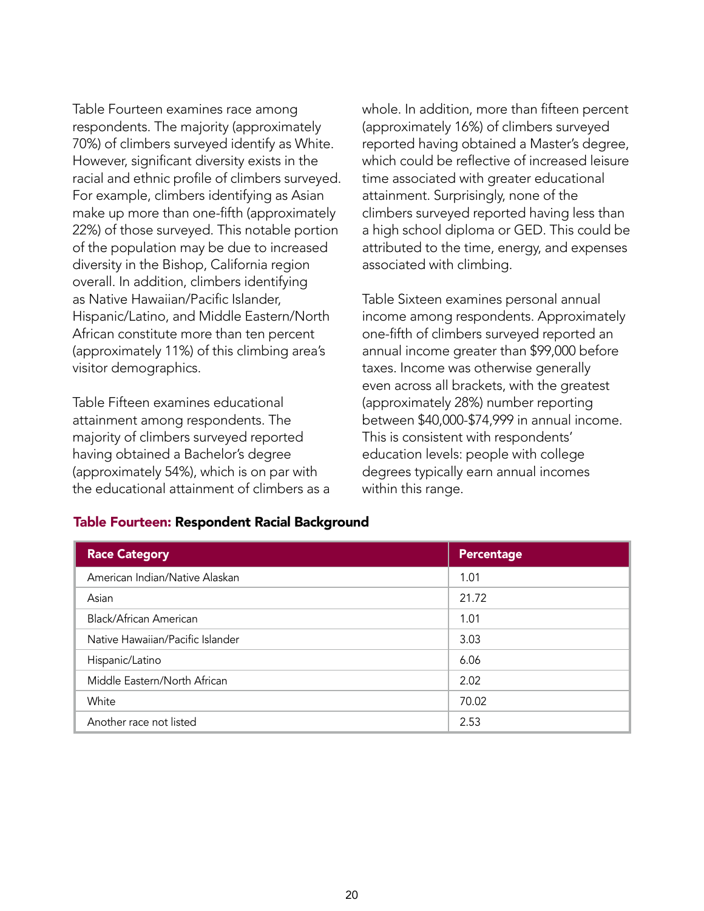Table Fourteen examines race among respondents. The majority (approximately 70%) of climbers surveyed identify as White. However, significant diversity exists in the racial and ethnic profile of climbers surveyed. For example, climbers identifying as Asian make up more than one-fifth (approximately 22%) of those surveyed. This notable portion of the population may be due to increased diversity in the Bishop, California region overall. In addition, climbers identifying as Native Hawaiian/Pacific Islander, Hispanic/Latino, and Middle Eastern/North African constitute more than ten percent (approximately 11%) of this climbing area's visitor demographics.

Table Fifteen examines educational attainment among respondents. The majority of climbers surveyed reported having obtained a Bachelor's degree (approximately 54%), which is on par with the educational attainment of climbers as a whole. In addition, more than fifteen percent (approximately 16%) of climbers surveyed reported having obtained a Master's degree, which could be reflective of increased leisure time associated with greater educational attainment. Surprisingly, none of the climbers surveyed reported having less than a high school diploma or GED. This could be attributed to the time, energy, and expenses associated with climbing.

Table Sixteen examines personal annual income among respondents. Approximately one-fifth of climbers surveyed reported an annual income greater than $99,000 before taxes. Income was otherwise generally even across all brackets, with the greatest (approximately 28%) number reporting between $40,000-$74,999 in annual income. This is consistent with respondents' education levels: people with college degrees typically earn annual incomes within this range.

**Table Fourteen: Respondent Racial Background**

| Race Category | Percentage |
|---|---|
| American Indian/Native Alaskan | 1.01 |
| Asian | 21.72 |
| Black/African American | 1.01 |
| Native Hawaiian/Pacific Islander | 3.03 |
| Hispanic/Latino | 6.06 |
| Middle Eastern/North African | 2.02 |
| White | 70.02 |
| Another race not listed | 2.53 |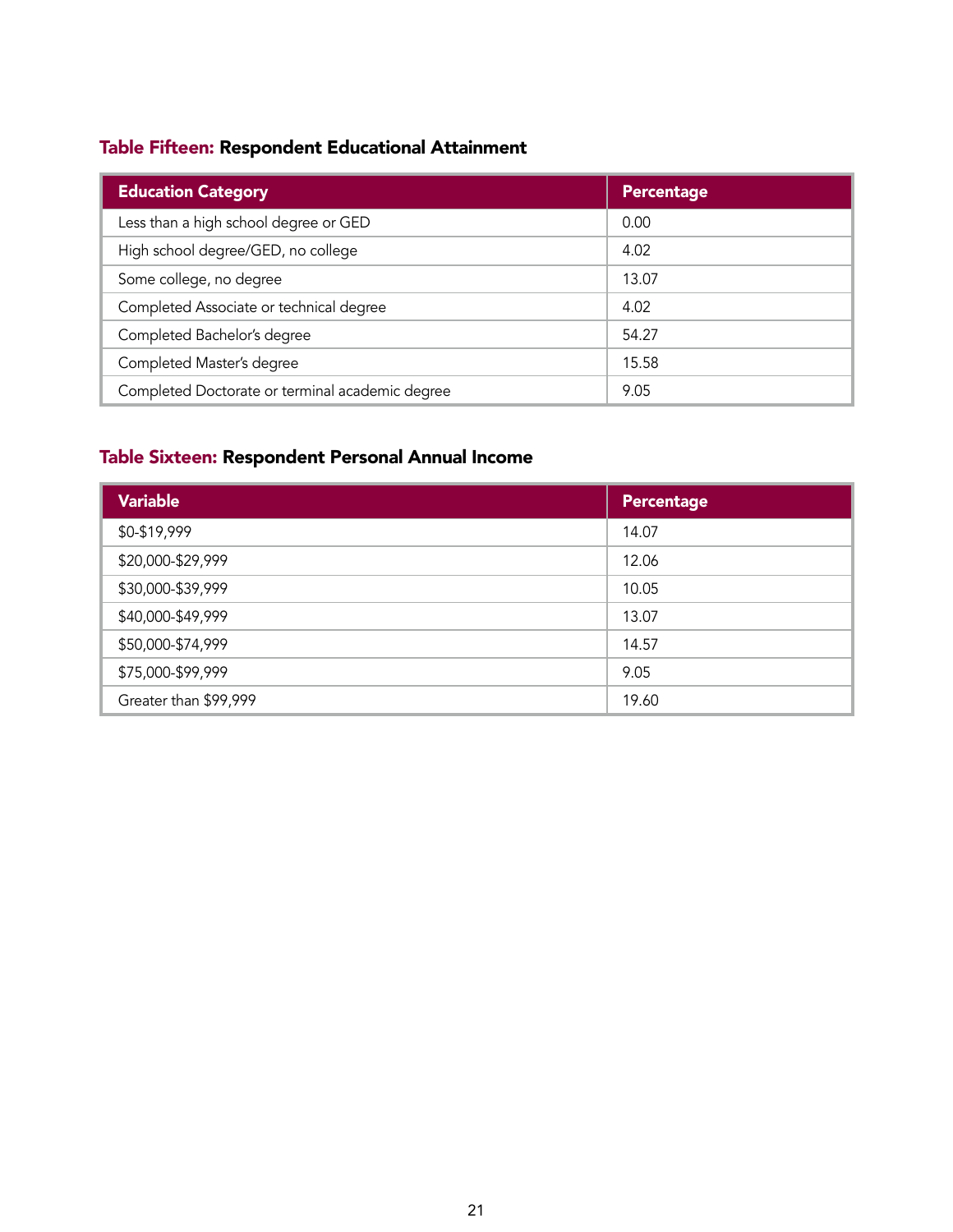**Table Fifteen: Respondent Educational Attainment**

| Education Category | Percentage |
| --- | --- |
| Less than a high school degree or GED | 0.00 |
| High school degree/GED, no college | 4.02 |
| Some college, no degree | 13.07 |
| Completed Associate or technical degree | 4.02 |
| Completed Bachelor's degree | 54.27 |
| Completed Master's degree | 15.58 |
| Completed Doctorate or terminal academic degree | 9.05 |

**Table Sixteen: Respondent Personal Annual Income**

| Variable | Percentage |
| --- | --- |
| $0-$19,999 | 14.07 |
| $20,000-$29,999 | 12.06 |
| $30,000-$39,999 | 10.05 |
| $40,000-$49,999 | 13.07 |
| $50,000-$74,999 | 14.57 |
| $75,000-$99,999 | 9.05 |
| Greater than $99,999 | 19.60 |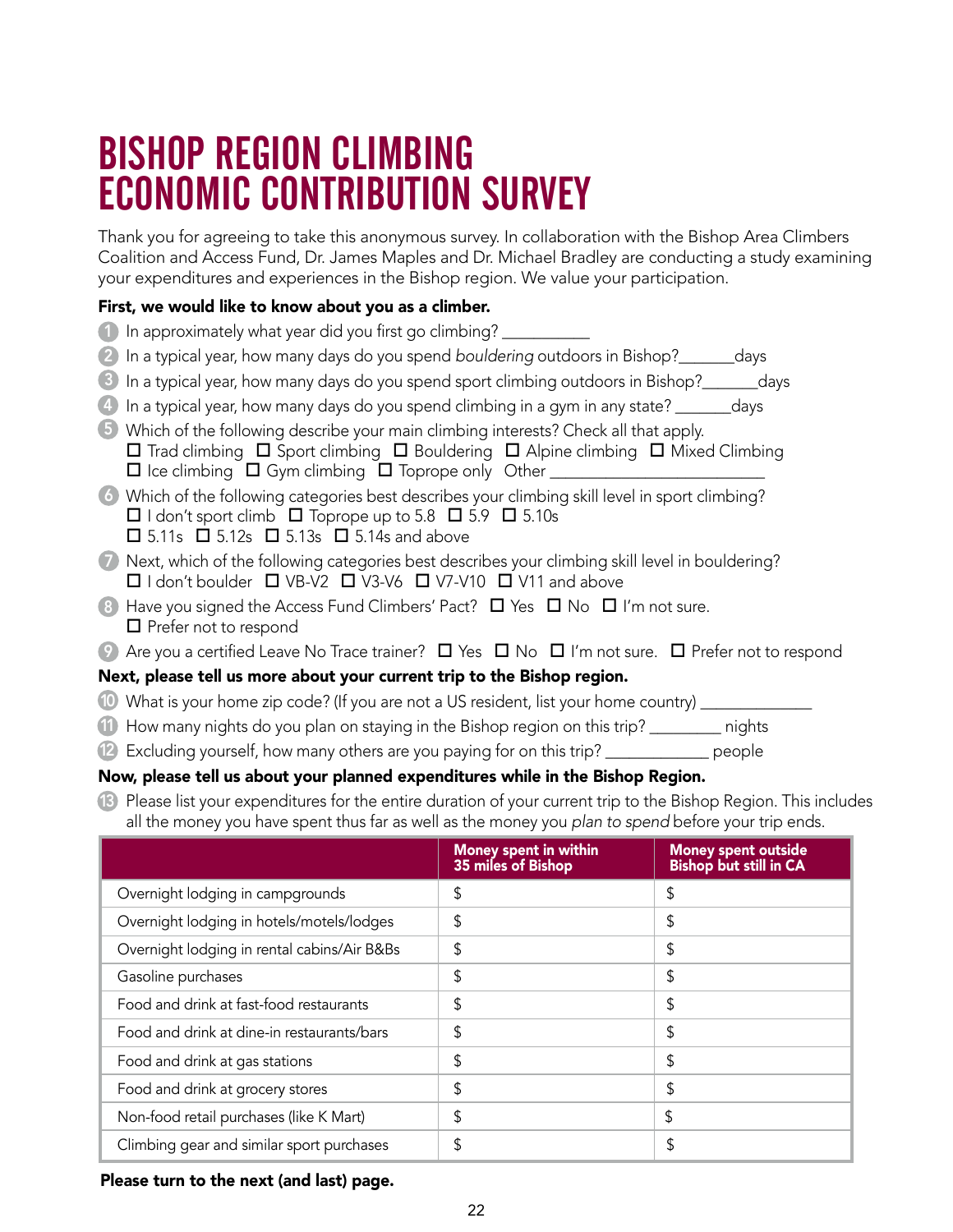# BISHOP REGION CLIMBING ECONOMIC CONTRIBUTION SURVEY

Thank you for agreeing to take this anonymous survey. In collaboration with the Bishop Area Climbers Coalition and Access Fund, Dr. James Maples and Dr. Michael Bradley are conducting a study examining your expenditures and experiences in the Bishop region. We value your participation.

**First, we would like to know about you as a climber.**

1. In approximately what year did you first go climbing? __________
2. In a typical year, how many days do you spend *bouldering* outdoors in Bishop?______days
3. In a typical year, how many days do you spend sport climbing outdoors in Bishop?______days
4. In a typical year, how many days do you spend climbing in a gym in any state? ______days
5. Which of the following describe your main climbing interests? Check all that apply.
   ☐ Trad climbing ☐ Sport climbing ☐ Bouldering ☐ Alpine climbing ☐ Mixed Climbing
   ☐ Ice climbing ☐ Gym climbing ☐ Toprope only Other ________________________
6. Which of the following categories best describes your climbing skill level in sport climbing?
   ☐ I don't sport climb ☐ Toprope up to 5.8 ☐ 5.9 ☐ 5.10s
   ☐ 5.11s ☐ 5.12s ☐ 5.13s ☐ 5.14s and above
7. Next, which of the following categories best describes your climbing skill level in bouldering?
   ☐ I don't boulder ☐ VB-V2 ☐ V3-V6 ☐ V7-V10 ☐ V11 and above
8. Have you signed the Access Fund Climbers' Pact? ☐ Yes ☐ No ☐ I'm not sure.
   ☐ Prefer not to respond
9. Are you a certified Leave No Trace trainer? ☐ Yes ☐ No ☐ I'm not sure. ☐ Prefer not to respond

**Next, please tell us more about your current trip to the Bishop region.**

10. What is your home zip code? (If you are not a US resident, list your home country) _____________
11. How many nights do you plan on staying in the Bishop region on this trip? ________ nights
12. Excluding yourself, how many others are you paying for on this trip? ____________ people

**Now, please tell us about your planned expenditures while in the Bishop Region.**

13. Please list your expenditures for the entire duration of your current trip to the Bishop Region. This includes all the money you have spent thus far as well as the money you *plan to spend* before your trip ends.

| | Money spent in within 35 miles of Bishop | Money spent outside Bishop but still in CA |
|---|---|---|
| Overnight lodging in campgrounds | $ | $ |
| Overnight lodging in hotels/motels/lodges | $ | $ |
| Overnight lodging in rental cabins/Air B&Bs | $ | $ |
| Gasoline purchases | $ | $ |
| Food and drink at fast-food restaurants | $ | $ |
| Food and drink at dine-in restaurants/bars | $ | $ |
| Food and drink at gas stations | $ | $ |
| Food and drink at grocery stores | $ | $ |
| Non-food retail purchases (like K Mart) | $ | $ |
| Climbing gear and similar sport purchases | $ | $ |

**Please turn to the next (and last) page.**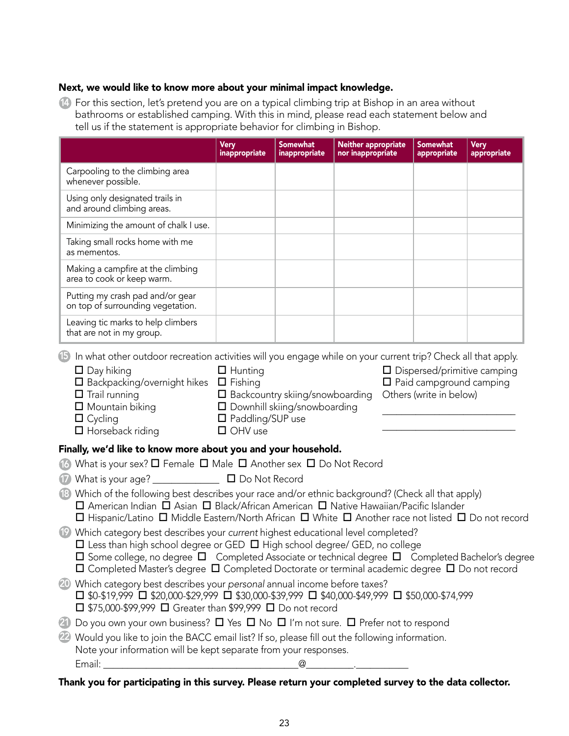**Next, we would like to know more about your minimal impact knowledge.**

14. For this section, let's pretend you are on a typical climbing trip at Bishop in an area without bathrooms or established camping. With this in mind, please read each statement below and tell us if the statement is appropriate behavior for climbing in Bishop.

| | Very inappropriate | Somewhat inappropriate | Neither appropriate nor inappropriate | Somewhat appropriate | Very appropriate |
|---|---|---|---|---|---|
| Carpooling to the climbing area whenever possible. | | | | | |
| Using only designated trails in and around climbing areas. | | | | | |
| Minimizing the amount of chalk I use. | | | | | |
| Taking small rocks home with me as mementos. | | | | | |
| Making a campfire at the climbing area to cook or keep warm. | | | | | |
| Putting my crash pad and/or gear on top of surrounding vegetation. | | | | | |
| Leaving tic marks to help climbers that are not in my group. | | | | | |

15. In what other outdoor recreation activities will you engage while on your current trip? Check all that apply.
- ☐ Day hiking
- ☐ Backpacking/overnight hikes
- ☐ Trail running
- ☐ Mountain biking
- ☐ Cycling
- ☐ Horseback riding
- ☐ Hunting
- ☐ Fishing
- ☐ Backcountry skiing/snowboarding
- ☐ Downhill skiing/snowboarding
- ☐ Paddling/SUP use
- ☐ OHV use
- ☐ Dispersed/primitive camping
- ☐ Paid campground camping
- Others (write in below)

  ___________________________

  ___________________________

**Finally, we'd like to know more about you and your household.**

16. What is your sex? ☐ Female ☐ Male ☐ Another sex ☐ Do Not Record

17. What is your age? ______________ ☐ Do Not Record

18. Which of the following best describes your race and/or ethnic background? (Check all that apply)
☐ American Indian ☐ Asian ☐ Black/African American ☐ Native Hawaiian/Pacific Islander
☐ Hispanic/Latino ☐ Middle Eastern/North African ☐ White ☐ Another race not listed ☐ Do not record

19. Which category best describes your *current* highest educational level completed?
☐ Less than high school degree or GED ☐ High school degree/ GED, no college
☐ Some college, no degree ☐ Completed Associate or technical degree ☐ Completed Bachelor's degree
☐ Completed Master's degree ☐ Completed Doctorate or terminal academic degree ☐ Do not record

20. Which category best describes your *personal* annual income before taxes?
☐ $0-$19,999 ☐ $20,000-$29,999 ☐ $30,000-$39,999 ☐ $40,000-$49,999 ☐ $50,000-$74,999
☐ $75,000-$99,999 ☐ Greater than $99,999 ☐ Do not record

21. Do you own your own business? ☐ Yes ☐ No ☐ I'm not sure. ☐ Prefer not to respond

22. Would you like to join the BACC email list? If so, please fill out the following information. Note your information will be kept separate from your responses.
Email: ________________________________________@__________.___________

**Thank you for participating in this survey. Please return your completed survey to the data collector.**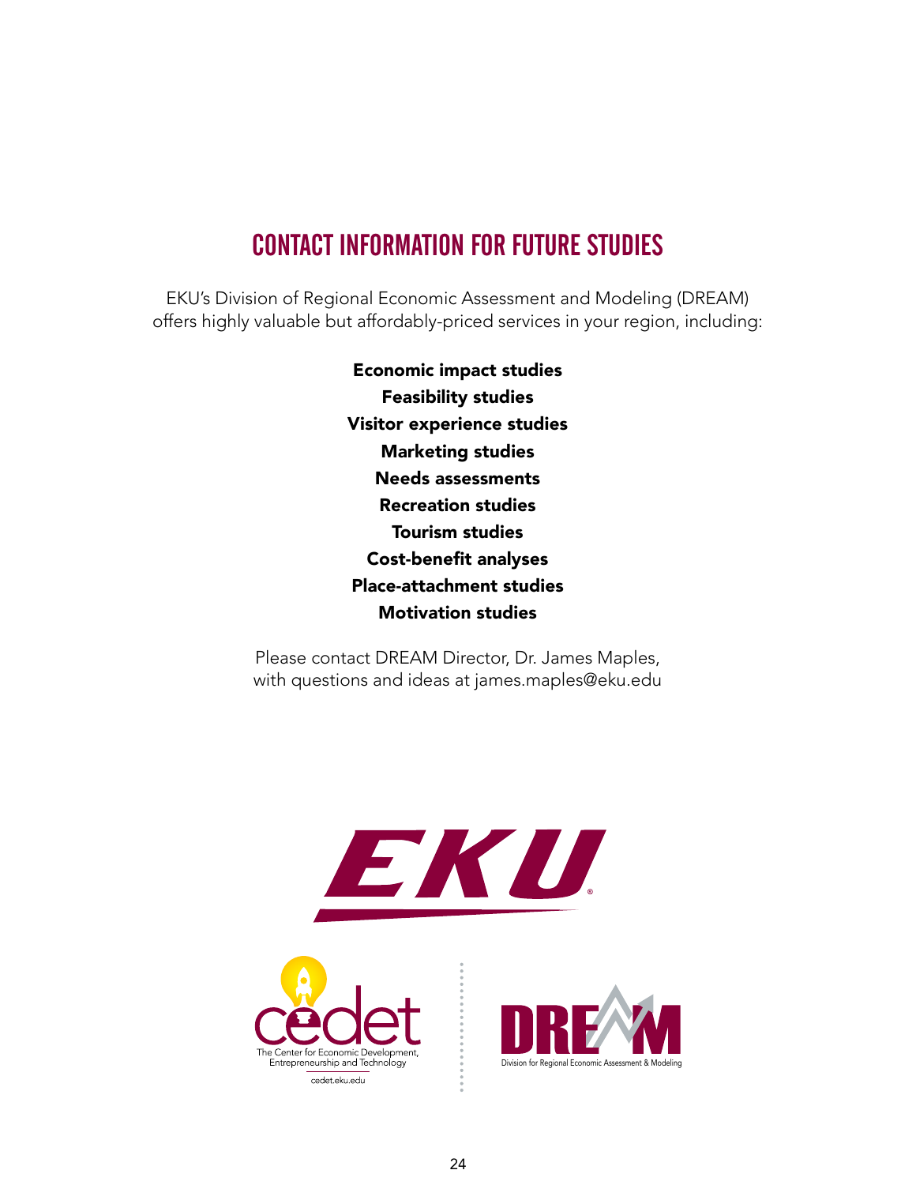# CONTACT INFORMATION FOR FUTURE STUDIES

EKU's Division of Regional Economic Assessment and Modeling (DREAM) offers highly valuable but affordably-priced services in your region, including:

**Economic impact studies**
**Feasibility studies**
**Visitor experience studies**
**Marketing studies**
**Needs assessments**
**Recreation studies**
**Tourism studies**
**Cost-benefit analyses**
**Place-attachment studies**
**Motivation studies**

Please contact DREAM Director, Dr. James Maples, with questions and ideas at james.maples@eku.edu

EKU

cedet
The Center for Economic Development, Entrepreneurship and Technology
cedet.eku.edu

DREAM
Division for Regional Economic Assessment & Modeling